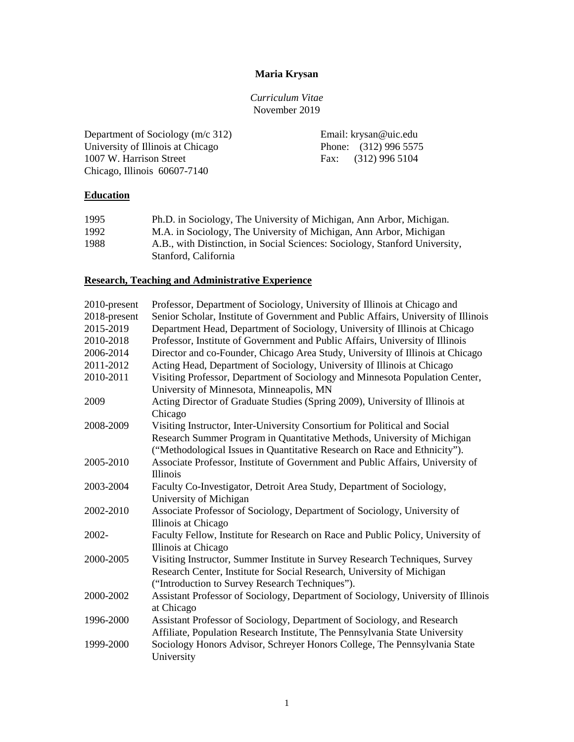# Maria Krysan

*Curriculum Vitae*
November 2019

Department of Sociology (m/c 312)
University of Illinois at Chicago
1007 W. Harrison Street
Chicago, Illinois 60607-7140

Email: krysan@uic.edu
Phone: (312) 996 5575
Fax: (312) 996 5104

## Education

| | |
|---|---|
| 1995 | Ph.D. in Sociology, The University of Michigan, Ann Arbor, Michigan. |
| 1992 | M.A. in Sociology, The University of Michigan, Ann Arbor, Michigan |
| 1988 | A.B., with Distinction, in Social Sciences: Sociology, Stanford University, Stanford, California |

## Research, Teaching and Administrative Experience

| | |
|---|---|
| 2010-present | Professor, Department of Sociology, University of Illinois at Chicago and |
| 2018-present | Senior Scholar, Institute of Government and Public Affairs, University of Illinois |
| 2015-2019 | Department Head, Department of Sociology, University of Illinois at Chicago |
| 2010-2018 | Professor, Institute of Government and Public Affairs, University of Illinois |
| 2006-2014 | Director and co-Founder, Chicago Area Study, University of Illinois at Chicago |
| 2011-2012 | Acting Head, Department of Sociology, University of Illinois at Chicago |
| 2010-2011 | Visiting Professor, Department of Sociology and Minnesota Population Center, University of Minnesota, Minneapolis, MN |
| 2009 | Acting Director of Graduate Studies (Spring 2009), University of Illinois at Chicago |
| 2008-2009 | Visiting Instructor, Inter-University Consortium for Political and Social Research Summer Program in Quantitative Methods, University of Michigan ("Methodological Issues in Quantitative Research on Race and Ethnicity"). |
| 2005-2010 | Associate Professor, Institute of Government and Public Affairs, University of Illinois |
| 2003-2004 | Faculty Co-Investigator, Detroit Area Study, Department of Sociology, University of Michigan |
| 2002-2010 | Associate Professor of Sociology, Department of Sociology, University of Illinois at Chicago |
| 2002- | Faculty Fellow, Institute for Research on Race and Public Policy, University of Illinois at Chicago |
| 2000-2005 | Visiting Instructor, Summer Institute in Survey Research Techniques, Survey Research Center, Institute for Social Research, University of Michigan ("Introduction to Survey Research Techniques"). |
| 2000-2002 | Assistant Professor of Sociology, Department of Sociology, University of Illinois at Chicago |
| 1996-2000 | Assistant Professor of Sociology, Department of Sociology, and Research Affiliate, Population Research Institute, The Pennsylvania State University |
| 1999-2000 | Sociology Honors Advisor, Schreyer Honors College, The Pennsylvania State University |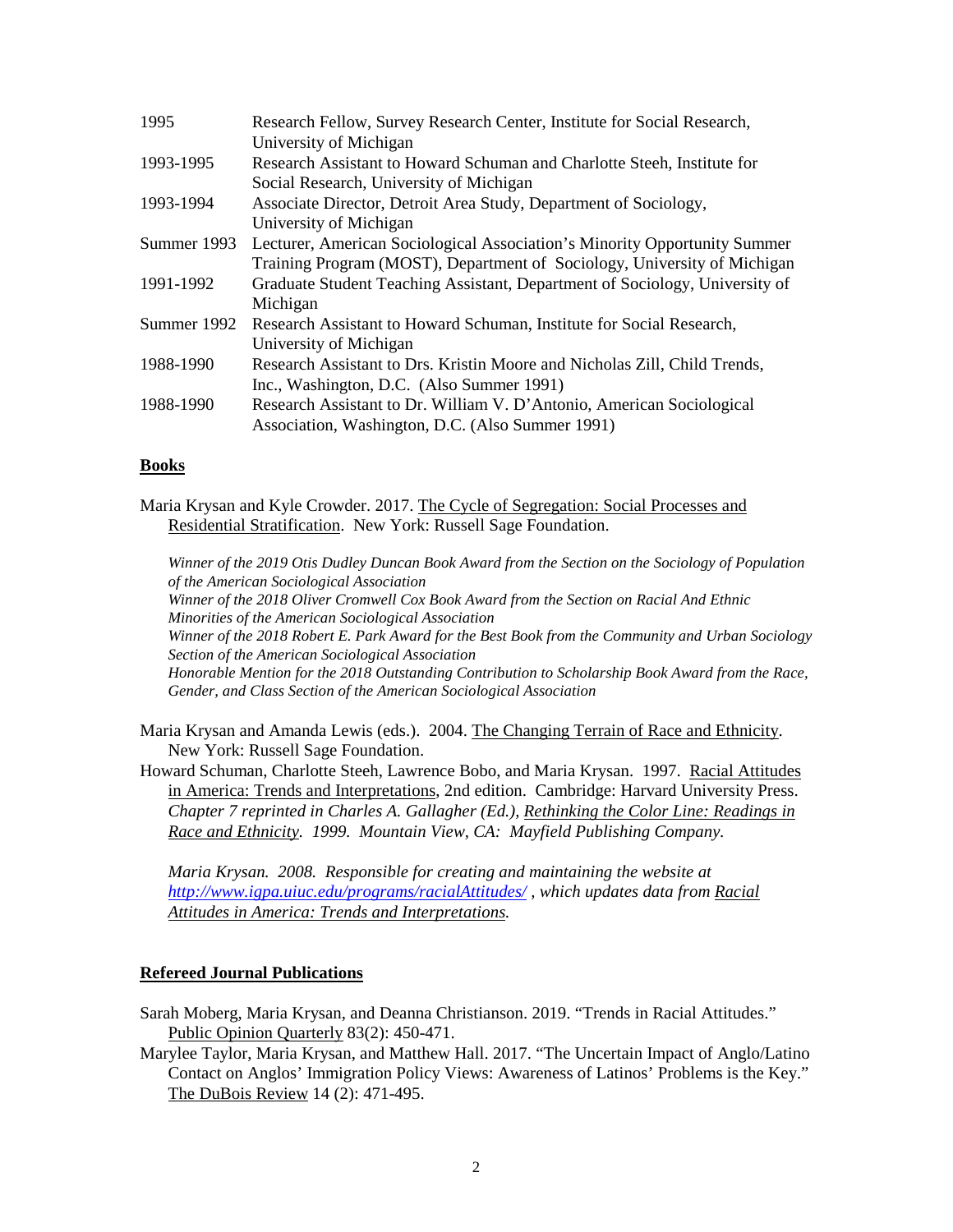| | |
|---|---|
| 1995 | Research Fellow, Survey Research Center, Institute for Social Research, University of Michigan |
| 1993-1995 | Research Assistant to Howard Schuman and Charlotte Steeh, Institute for Social Research, University of Michigan |
| 1993-1994 | Associate Director, Detroit Area Study, Department of Sociology, University of Michigan |
| Summer 1993 | Lecturer, American Sociological Association's Minority Opportunity Summer Training Program (MOST), Department of Sociology, University of Michigan |
| 1991-1992 | Graduate Student Teaching Assistant, Department of Sociology, University of Michigan |
| Summer 1992 | Research Assistant to Howard Schuman, Institute for Social Research, University of Michigan |
| 1988-1990 | Research Assistant to Drs. Kristin Moore and Nicholas Zill, Child Trends, Inc., Washington, D.C. (Also Summer 1991) |
| 1988-1990 | Research Assistant to Dr. William V. D'Antonio, American Sociological Association, Washington, D.C. (Also Summer 1991) |

## Books

Maria Krysan and Kyle Crowder. 2017. The Cycle of Segregation: Social Processes and Residential Stratification. New York: Russell Sage Foundation.

*Winner of the 2019 Otis Dudley Duncan Book Award from the Section on the Sociology of Population of the American Sociological Association*
*Winner of the 2018 Oliver Cromwell Cox Book Award from the Section on Racial And Ethnic Minorities of the American Sociological Association*
*Winner of the 2018 Robert E. Park Award for the Best Book from the Community and Urban Sociology Section of the American Sociological Association*
*Honorable Mention for the 2018 Outstanding Contribution to Scholarship Book Award from the Race, Gender, and Class Section of the American Sociological Association*

Maria Krysan and Amanda Lewis (eds.). 2004. The Changing Terrain of Race and Ethnicity. New York: Russell Sage Foundation.

Howard Schuman, Charlotte Steeh, Lawrence Bobo, and Maria Krysan. 1997. Racial Attitudes in America: Trends and Interpretations, 2nd edition. Cambridge: Harvard University Press. *Chapter 7 reprinted in Charles A. Gallagher (Ed.), Rethinking the Color Line: Readings in Race and Ethnicity. 1999. Mountain View, CA: Mayfield Publishing Company.*

*Maria Krysan. 2008. Responsible for creating and maintaining the website at http://www.igpa.uiuc.edu/programs/racialAttitudes/ , which updates data from Racial Attitudes in America: Trends and Interpretations.*

## Refereed Journal Publications

Sarah Moberg, Maria Krysan, and Deanna Christianson. 2019. "Trends in Racial Attitudes." Public Opinion Quarterly 83(2): 450-471.

Marylee Taylor, Maria Krysan, and Matthew Hall. 2017. "The Uncertain Impact of Anglo/Latino Contact on Anglos' Immigration Policy Views: Awareness of Latinos' Problems is the Key." The DuBois Review 14 (2): 471-495.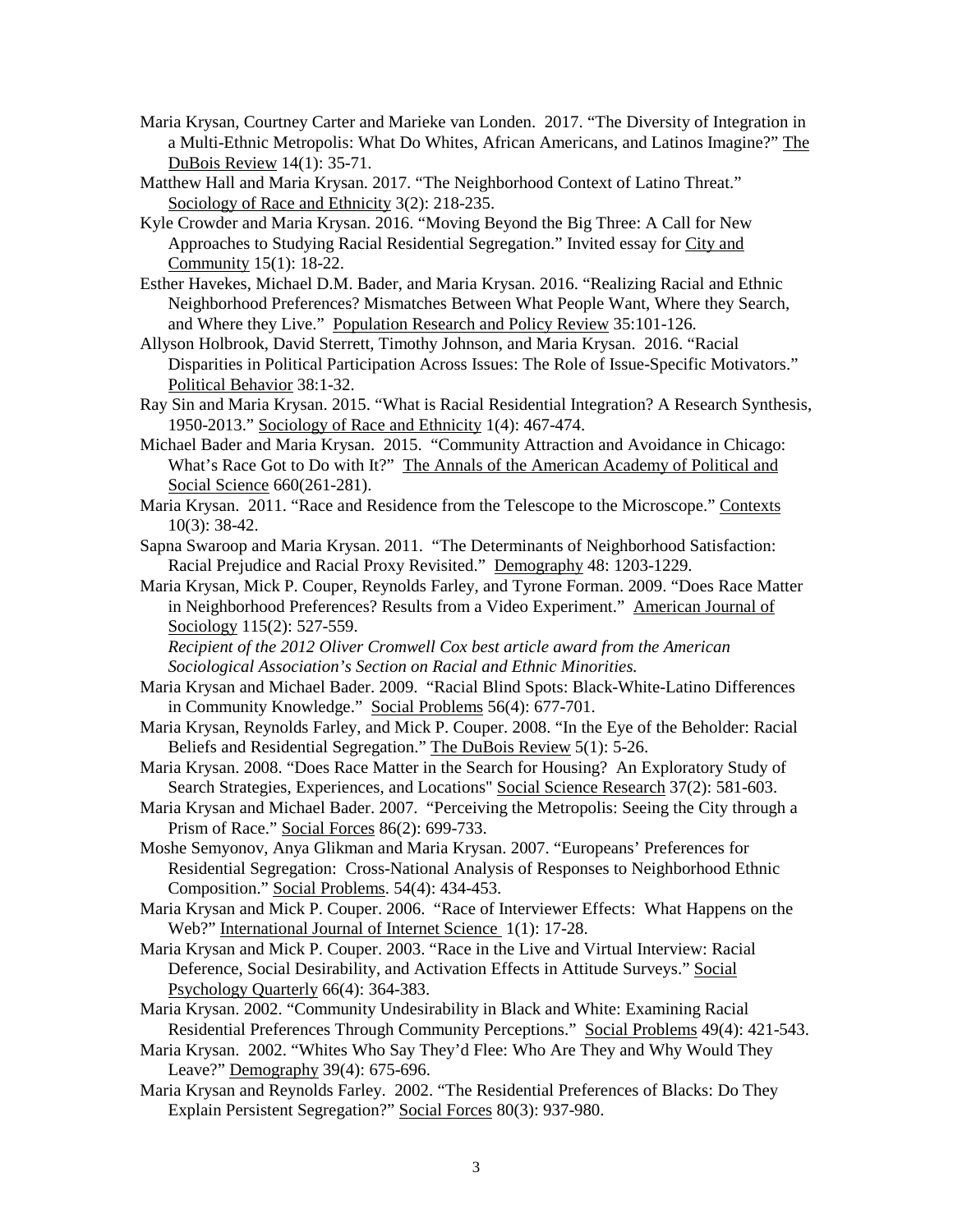Maria Krysan, Courtney Carter and Marieke van Londen. 2017. "The Diversity of Integration in a Multi-Ethnic Metropolis: What Do Whites, African Americans, and Latinos Imagine?" The DuBois Review 14(1): 35-71.

Matthew Hall and Maria Krysan. 2017. "The Neighborhood Context of Latino Threat." Sociology of Race and Ethnicity 3(2): 218-235.

Kyle Crowder and Maria Krysan. 2016. "Moving Beyond the Big Three: A Call for New Approaches to Studying Racial Residential Segregation." Invited essay for City and Community 15(1): 18-22.

Esther Havekes, Michael D.M. Bader, and Maria Krysan. 2016. "Realizing Racial and Ethnic Neighborhood Preferences? Mismatches Between What People Want, Where they Search, and Where they Live." Population Research and Policy Review 35:101-126.

Allyson Holbrook, David Sterrett, Timothy Johnson, and Maria Krysan. 2016. "Racial Disparities in Political Participation Across Issues: The Role of Issue-Specific Motivators." Political Behavior 38:1-32.

Ray Sin and Maria Krysan. 2015. "What is Racial Residential Integration? A Research Synthesis, 1950-2013." Sociology of Race and Ethnicity 1(4): 467-474.

Michael Bader and Maria Krysan. 2015. "Community Attraction and Avoidance in Chicago: What's Race Got to Do with It?" The Annals of the American Academy of Political and Social Science 660(261-281).

Maria Krysan. 2011. "Race and Residence from the Telescope to the Microscope." Contexts 10(3): 38-42.

Sapna Swaroop and Maria Krysan. 2011. "The Determinants of Neighborhood Satisfaction: Racial Prejudice and Racial Proxy Revisited." Demography 48: 1203-1229.

Maria Krysan, Mick P. Couper, Reynolds Farley, and Tyrone Forman. 2009. "Does Race Matter in Neighborhood Preferences? Results from a Video Experiment." American Journal of Sociology 115(2): 527-559.
*Recipient of the 2012 Oliver Cromwell Cox best article award from the American Sociological Association's Section on Racial and Ethnic Minorities.*

Maria Krysan and Michael Bader. 2009. "Racial Blind Spots: Black-White-Latino Differences in Community Knowledge." Social Problems 56(4): 677-701.

Maria Krysan, Reynolds Farley, and Mick P. Couper. 2008. "In the Eye of the Beholder: Racial Beliefs and Residential Segregation." The DuBois Review 5(1): 5-26.

Maria Krysan. 2008. "Does Race Matter in the Search for Housing? An Exploratory Study of Search Strategies, Experiences, and Locations" Social Science Research 37(2): 581-603.

Maria Krysan and Michael Bader. 2007. "Perceiving the Metropolis: Seeing the City through a Prism of Race." Social Forces 86(2): 699-733.

Moshe Semyonov, Anya Glikman and Maria Krysan. 2007. "Europeans' Preferences for Residential Segregation: Cross-National Analysis of Responses to Neighborhood Ethnic Composition." Social Problems. 54(4): 434-453.

Maria Krysan and Mick P. Couper. 2006. "Race of Interviewer Effects: What Happens on the Web?" International Journal of Internet Science 1(1): 17-28.

Maria Krysan and Mick P. Couper. 2003. "Race in the Live and Virtual Interview: Racial Deference, Social Desirability, and Activation Effects in Attitude Surveys." Social Psychology Quarterly 66(4): 364-383.

Maria Krysan. 2002. "Community Undesirability in Black and White: Examining Racial Residential Preferences Through Community Perceptions." Social Problems 49(4): 421-543.

Maria Krysan. 2002. "Whites Who Say They'd Flee: Who Are They and Why Would They Leave?" Demography 39(4): 675-696.

Maria Krysan and Reynolds Farley. 2002. "The Residential Preferences of Blacks: Do They Explain Persistent Segregation?" Social Forces 80(3): 937-980.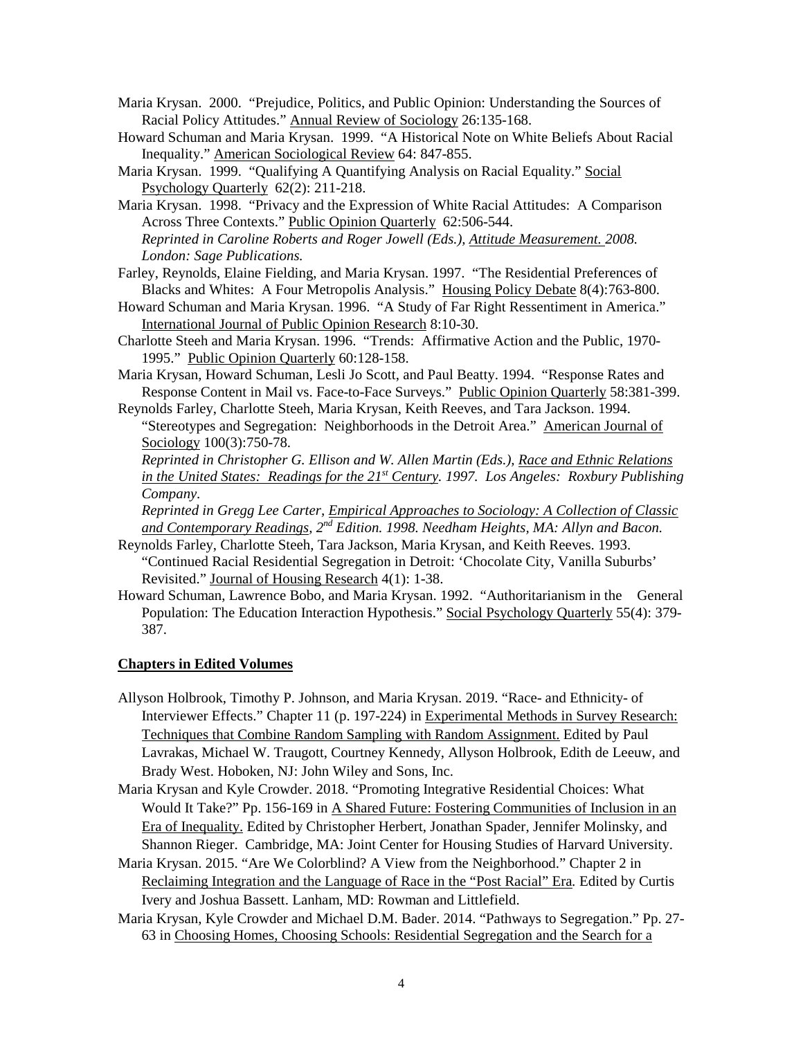Maria Krysan. 2000. "Prejudice, Politics, and Public Opinion: Understanding the Sources of Racial Policy Attitudes." Annual Review of Sociology 26:135-168.

Howard Schuman and Maria Krysan. 1999. "A Historical Note on White Beliefs About Racial Inequality." American Sociological Review 64: 847-855.

Maria Krysan. 1999. "Qualifying A Quantifying Analysis on Racial Equality." Social Psychology Quarterly 62(2): 211-218.

Maria Krysan. 1998. "Privacy and the Expression of White Racial Attitudes: A Comparison Across Three Contexts." Public Opinion Quarterly 62:506-544.
*Reprinted in Caroline Roberts and Roger Jowell (Eds.), Attitude Measurement. 2008. London: Sage Publications.*

Farley, Reynolds, Elaine Fielding, and Maria Krysan. 1997. "The Residential Preferences of Blacks and Whites: A Four Metropolis Analysis." Housing Policy Debate 8(4):763-800.

Howard Schuman and Maria Krysan. 1996. "A Study of Far Right Ressentiment in America." International Journal of Public Opinion Research 8:10-30.

Charlotte Steeh and Maria Krysan. 1996. "Trends: Affirmative Action and the Public, 1970-1995." Public Opinion Quarterly 60:128-158.

Maria Krysan, Howard Schuman, Lesli Jo Scott, and Paul Beatty. 1994. "Response Rates and Response Content in Mail vs. Face-to-Face Surveys." Public Opinion Quarterly 58:381-399.

Reynolds Farley, Charlotte Steeh, Maria Krysan, Keith Reeves, and Tara Jackson. 1994. "Stereotypes and Segregation: Neighborhoods in the Detroit Area." American Journal of Sociology 100(3):750-78.
*Reprinted in Christopher G. Ellison and W. Allen Martin (Eds.), Race and Ethnic Relations in the United States: Readings for the 21st Century. 1997. Los Angeles: Roxbury Publishing Company.*
*Reprinted in Gregg Lee Carter, Empirical Approaches to Sociology: A Collection of Classic and Contemporary Readings, 2nd Edition. 1998. Needham Heights, MA: Allyn and Bacon.*

Reynolds Farley, Charlotte Steeh, Tara Jackson, Maria Krysan, and Keith Reeves. 1993. "Continued Racial Residential Segregation in Detroit: 'Chocolate City, Vanilla Suburbs' Revisited." Journal of Housing Research 4(1): 1-38.

Howard Schuman, Lawrence Bobo, and Maria Krysan. 1992. "Authoritarianism in the General Population: The Education Interaction Hypothesis." Social Psychology Quarterly 55(4): 379-387.

**Chapters in Edited Volumes**

Allyson Holbrook, Timothy P. Johnson, and Maria Krysan. 2019. "Race- and Ethnicity- of Interviewer Effects." Chapter 11 (p. 197-224) in Experimental Methods in Survey Research: Techniques that Combine Random Sampling with Random Assignment. Edited by Paul Lavrakas, Michael W. Traugott, Courtney Kennedy, Allyson Holbrook, Edith de Leeuw, and Brady West. Hoboken, NJ: John Wiley and Sons, Inc.

Maria Krysan and Kyle Crowder. 2018. "Promoting Integrative Residential Choices: What Would It Take?" Pp. 156-169 in A Shared Future: Fostering Communities of Inclusion in an Era of Inequality. Edited by Christopher Herbert, Jonathan Spader, Jennifer Molinsky, and Shannon Rieger. Cambridge, MA: Joint Center for Housing Studies of Harvard University.

Maria Krysan. 2015. "Are We Colorblind? A View from the Neighborhood." Chapter 2 in Reclaiming Integration and the Language of Race in the "Post Racial" Era. Edited by Curtis Ivery and Joshua Bassett. Lanham, MD: Rowman and Littlefield.

Maria Krysan, Kyle Crowder and Michael D.M. Bader. 2014. "Pathways to Segregation." Pp. 27-63 in Choosing Homes, Choosing Schools: Residential Segregation and the Search for a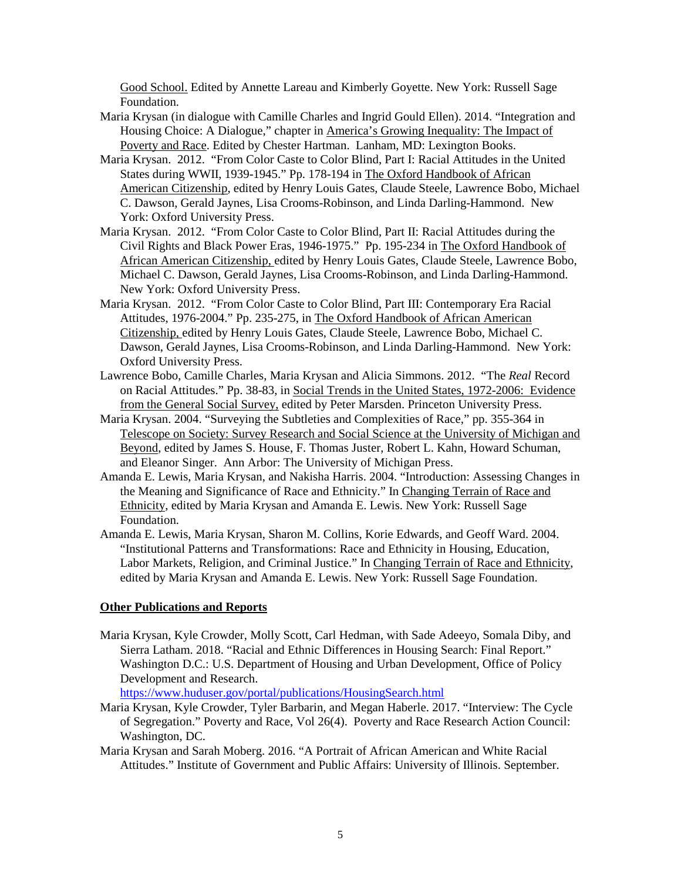Good School. Edited by Annette Lareau and Kimberly Goyette. New York: Russell Sage Foundation.

Maria Krysan (in dialogue with Camille Charles and Ingrid Gould Ellen). 2014. "Integration and Housing Choice: A Dialogue," chapter in America's Growing Inequality: The Impact of Poverty and Race. Edited by Chester Hartman. Lanham, MD: Lexington Books.

Maria Krysan. 2012. "From Color Caste to Color Blind, Part I: Racial Attitudes in the United States during WWII, 1939-1945." Pp. 178-194 in The Oxford Handbook of African American Citizenship, edited by Henry Louis Gates, Claude Steele, Lawrence Bobo, Michael C. Dawson, Gerald Jaynes, Lisa Crooms-Robinson, and Linda Darling-Hammond. New York: Oxford University Press.

Maria Krysan. 2012. "From Color Caste to Color Blind, Part II: Racial Attitudes during the Civil Rights and Black Power Eras, 1946-1975." Pp. 195-234 in The Oxford Handbook of African American Citizenship, edited by Henry Louis Gates, Claude Steele, Lawrence Bobo, Michael C. Dawson, Gerald Jaynes, Lisa Crooms-Robinson, and Linda Darling-Hammond. New York: Oxford University Press.

Maria Krysan. 2012. "From Color Caste to Color Blind, Part III: Contemporary Era Racial Attitudes, 1976-2004." Pp. 235-275, in The Oxford Handbook of African American Citizenship, edited by Henry Louis Gates, Claude Steele, Lawrence Bobo, Michael C. Dawson, Gerald Jaynes, Lisa Crooms-Robinson, and Linda Darling-Hammond. New York: Oxford University Press.

Lawrence Bobo, Camille Charles, Maria Krysan and Alicia Simmons. 2012. "The *Real* Record on Racial Attitudes." Pp. 38-83, in Social Trends in the United States, 1972-2006: Evidence from the General Social Survey, edited by Peter Marsden. Princeton University Press.

Maria Krysan. 2004. "Surveying the Subtleties and Complexities of Race," pp. 355-364 in Telescope on Society: Survey Research and Social Science at the University of Michigan and Beyond, edited by James S. House, F. Thomas Juster, Robert L. Kahn, Howard Schuman, and Eleanor Singer. Ann Arbor: The University of Michigan Press.

Amanda E. Lewis, Maria Krysan, and Nakisha Harris. 2004. "Introduction: Assessing Changes in the Meaning and Significance of Race and Ethnicity." In Changing Terrain of Race and Ethnicity, edited by Maria Krysan and Amanda E. Lewis. New York: Russell Sage Foundation.

Amanda E. Lewis, Maria Krysan, Sharon M. Collins, Korie Edwards, and Geoff Ward. 2004. "Institutional Patterns and Transformations: Race and Ethnicity in Housing, Education, Labor Markets, Religion, and Criminal Justice." In Changing Terrain of Race and Ethnicity, edited by Maria Krysan and Amanda E. Lewis. New York: Russell Sage Foundation.

**Other Publications and Reports**

Maria Krysan, Kyle Crowder, Molly Scott, Carl Hedman, with Sade Adeeyo, Somala Diby, and Sierra Latham. 2018. "Racial and Ethnic Differences in Housing Search: Final Report." Washington D.C.: U.S. Department of Housing and Urban Development, Office of Policy Development and Research. https://www.huduser.gov/portal/publications/HousingSearch.html

Maria Krysan, Kyle Crowder, Tyler Barbarin, and Megan Haberle. 2017. "Interview: The Cycle of Segregation." Poverty and Race, Vol 26(4). Poverty and Race Research Action Council: Washington, DC.

Maria Krysan and Sarah Moberg. 2016. "A Portrait of African American and White Racial Attitudes." Institute of Government and Public Affairs: University of Illinois. September.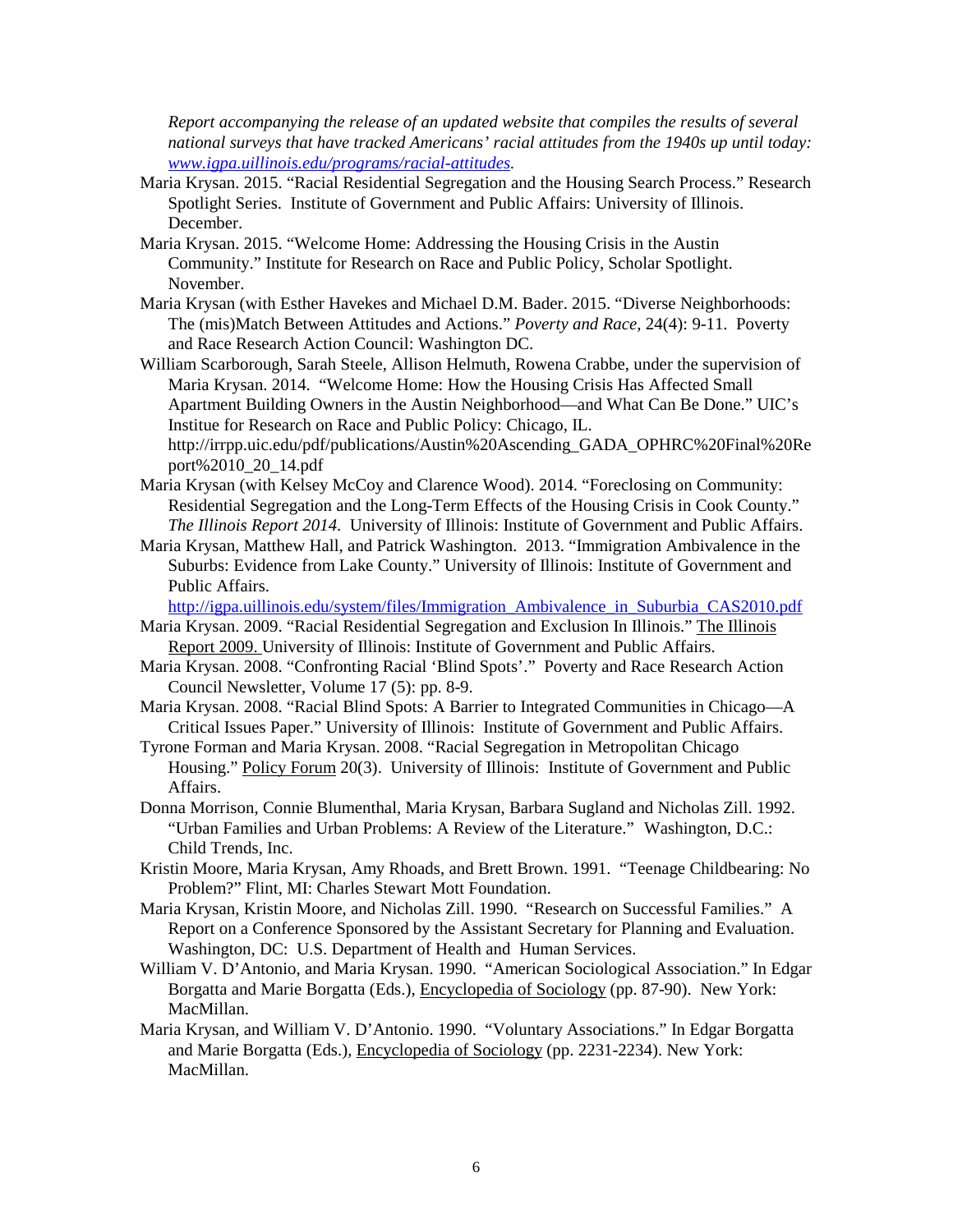*Report accompanying the release of an updated website that compiles the results of several national surveys that have tracked Americans' racial attitudes from the 1940s up until today: [www.igpa.uillinois.edu/programs/racial-attitudes](www.igpa.uillinois.edu/programs/racial-attitudes).*

Maria Krysan. 2015. "Racial Residential Segregation and the Housing Search Process." Research Spotlight Series. Institute of Government and Public Affairs: University of Illinois. December.

Maria Krysan. 2015. "Welcome Home: Addressing the Housing Crisis in the Austin Community." Institute for Research on Race and Public Policy, Scholar Spotlight. November.

Maria Krysan (with Esther Havekes and Michael D.M. Bader. 2015. "Diverse Neighborhoods: The (mis)Match Between Attitudes and Actions." *Poverty and Race,* 24(4): 9-11. Poverty and Race Research Action Council: Washington DC.

William Scarborough, Sarah Steele, Allison Helmuth, Rowena Crabbe, under the supervision of Maria Krysan. 2014. "Welcome Home: How the Housing Crisis Has Affected Small Apartment Building Owners in the Austin Neighborhood—and What Can Be Done." UIC's Institue for Research on Race and Public Policy: Chicago, IL. http://irrpp.uic.edu/pdf/publications/Austin%20Ascending_GADA_OPHRC%20Final%20Report%2010_20_14.pdf

Maria Krysan (with Kelsey McCoy and Clarence Wood). 2014. "Foreclosing on Community: Residential Segregation and the Long-Term Effects of the Housing Crisis in Cook County." *The Illinois Report 2014*. University of Illinois: Institute of Government and Public Affairs.

Maria Krysan, Matthew Hall, and Patrick Washington. 2013. "Immigration Ambivalence in the Suburbs: Evidence from Lake County." University of Illinois: Institute of Government and Public Affairs. [http://igpa.uillinois.edu/system/files/Immigration_Ambivalence_in_Suburbia_CAS2010.pdf](http://igpa.uillinois.edu/system/files/Immigration_Ambivalence_in_Suburbia_CAS2010.pdf)

Maria Krysan. 2009. "Racial Residential Segregation and Exclusion In Illinois." The Illinois Report 2009. University of Illinois: Institute of Government and Public Affairs.

Maria Krysan. 2008. "Confronting Racial 'Blind Spots'." Poverty and Race Research Action Council Newsletter, Volume 17 (5): pp. 8-9.

Maria Krysan. 2008. "Racial Blind Spots: A Barrier to Integrated Communities in Chicago—A Critical Issues Paper." University of Illinois: Institute of Government and Public Affairs.

Tyrone Forman and Maria Krysan. 2008. "Racial Segregation in Metropolitan Chicago Housing." Policy Forum 20(3). University of Illinois: Institute of Government and Public Affairs.

Donna Morrison, Connie Blumenthal, Maria Krysan, Barbara Sugland and Nicholas Zill. 1992. "Urban Families and Urban Problems: A Review of the Literature." Washington, D.C.: Child Trends, Inc.

Kristin Moore, Maria Krysan, Amy Rhoads, and Brett Brown. 1991. "Teenage Childbearing: No Problem?" Flint, MI: Charles Stewart Mott Foundation.

Maria Krysan, Kristin Moore, and Nicholas Zill. 1990. "Research on Successful Families." A Report on a Conference Sponsored by the Assistant Secretary for Planning and Evaluation. Washington, DC: U.S. Department of Health and Human Services.

William V. D'Antonio, and Maria Krysan. 1990. "American Sociological Association." In Edgar Borgatta and Marie Borgatta (Eds.), Encyclopedia of Sociology (pp. 87-90). New York: MacMillan.

Maria Krysan, and William V. D'Antonio. 1990. "Voluntary Associations." In Edgar Borgatta and Marie Borgatta (Eds.), Encyclopedia of Sociology (pp. 2231-2234). New York: MacMillan.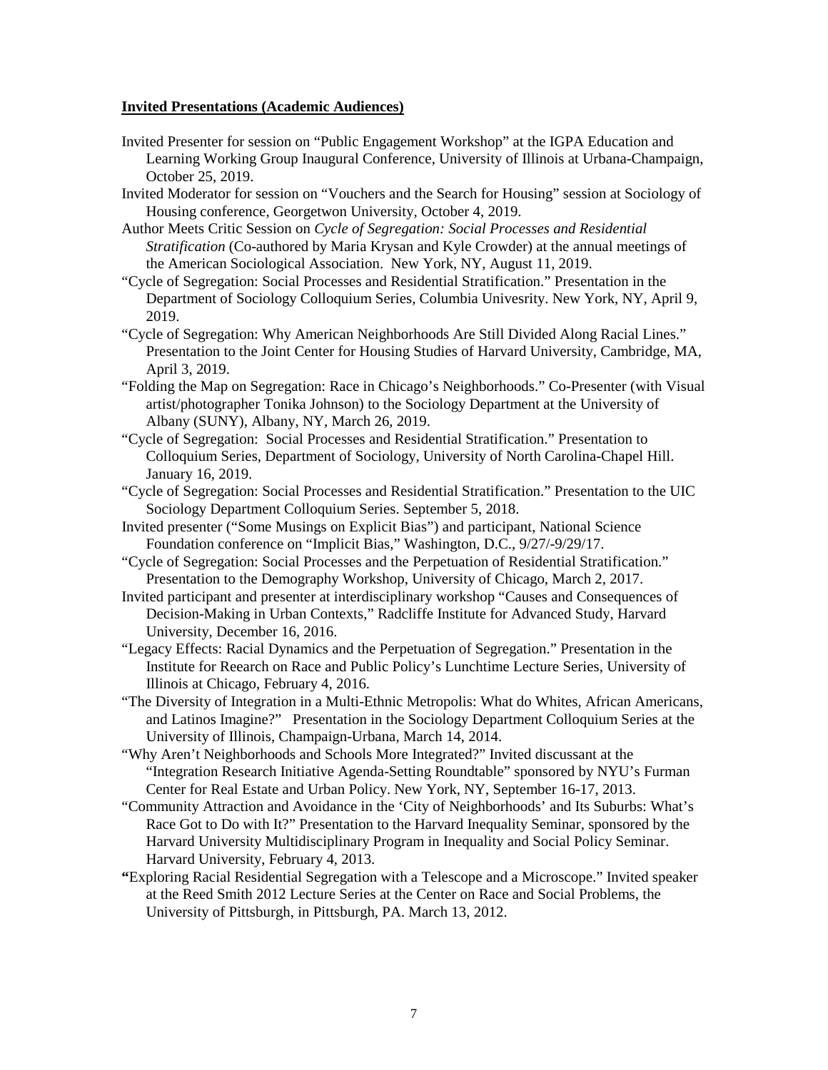**Invited Presentations (Academic Audiences)**

Invited Presenter for session on "Public Engagement Workshop" at the IGPA Education and Learning Working Group Inaugural Conference, University of Illinois at Urbana-Champaign, October 25, 2019.

Invited Moderator for session on "Vouchers and the Search for Housing" session at Sociology of Housing conference, Georgetwon University, October 4, 2019.

Author Meets Critic Session on *Cycle of Segregation: Social Processes and Residential Stratification* (Co-authored by Maria Krysan and Kyle Crowder) at the annual meetings of the American Sociological Association. New York, NY, August 11, 2019.

"Cycle of Segregation: Social Processes and Residential Stratification." Presentation in the Department of Sociology Colloquium Series, Columbia Univesrity. New York, NY, April 9, 2019.

"Cycle of Segregation: Why American Neighborhoods Are Still Divided Along Racial Lines." Presentation to the Joint Center for Housing Studies of Harvard University, Cambridge, MA, April 3, 2019.

"Folding the Map on Segregation: Race in Chicago's Neighborhoods." Co-Presenter (with Visual artist/photographer Tonika Johnson) to the Sociology Department at the University of Albany (SUNY), Albany, NY, March 26, 2019.

"Cycle of Segregation: Social Processes and Residential Stratification." Presentation to Colloquium Series, Department of Sociology, University of North Carolina-Chapel Hill. January 16, 2019.

"Cycle of Segregation: Social Processes and Residential Stratification." Presentation to the UIC Sociology Department Colloquium Series. September 5, 2018.

Invited presenter ("Some Musings on Explicit Bias") and participant, National Science Foundation conference on "Implicit Bias," Washington, D.C., 9/27/-9/29/17.

"Cycle of Segregation: Social Processes and the Perpetuation of Residential Stratification." Presentation to the Demography Workshop, University of Chicago, March 2, 2017.

Invited participant and presenter at interdisciplinary workshop "Causes and Consequences of Decision-Making in Urban Contexts," Radcliffe Institute for Advanced Study, Harvard University, December 16, 2016.

"Legacy Effects: Racial Dynamics and the Perpetuation of Segregation." Presentation in the Institute for Reearch on Race and Public Policy's Lunchtime Lecture Series, University of Illinois at Chicago, February 4, 2016.

"The Diversity of Integration in a Multi-Ethnic Metropolis: What do Whites, African Americans, and Latinos Imagine?" Presentation in the Sociology Department Colloquium Series at the University of Illinois, Champaign-Urbana, March 14, 2014.

"Why Aren't Neighborhoods and Schools More Integrated?" Invited discussant at the "Integration Research Initiative Agenda-Setting Roundtable" sponsored by NYU's Furman Center for Real Estate and Urban Policy. New York, NY, September 16-17, 2013.

"Community Attraction and Avoidance in the 'City of Neighborhoods' and Its Suburbs: What's Race Got to Do with It?" Presentation to the Harvard Inequality Seminar, sponsored by the Harvard University Multidisciplinary Program in Inequality and Social Policy Seminar. Harvard University, February 4, 2013.

**"**Exploring Racial Residential Segregation with a Telescope and a Microscope." Invited speaker at the Reed Smith 2012 Lecture Series at the Center on Race and Social Problems, the University of Pittsburgh, in Pittsburgh, PA. March 13, 2012.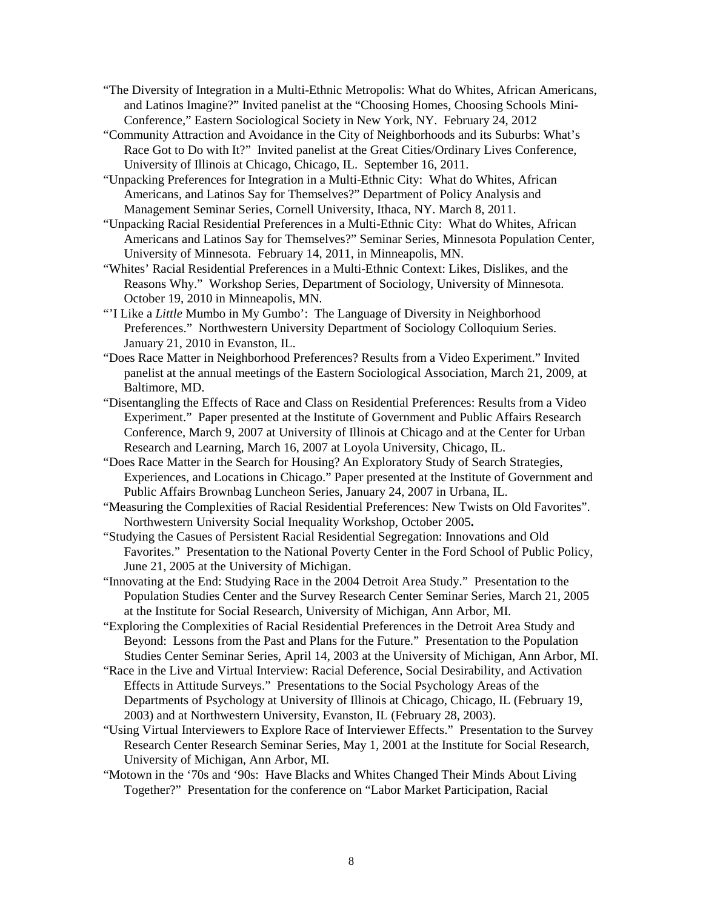"The Diversity of Integration in a Multi-Ethnic Metropolis: What do Whites, African Americans, and Latinos Imagine?" Invited panelist at the "Choosing Homes, Choosing Schools Mini-Conference," Eastern Sociological Society in New York, NY. February 24, 2012

"Community Attraction and Avoidance in the City of Neighborhoods and its Suburbs: What's Race Got to Do with It?" Invited panelist at the Great Cities/Ordinary Lives Conference, University of Illinois at Chicago, Chicago, IL. September 16, 2011.

"Unpacking Preferences for Integration in a Multi-Ethnic City: What do Whites, African Americans, and Latinos Say for Themselves?" Department of Policy Analysis and Management Seminar Series, Cornell University, Ithaca, NY. March 8, 2011.

"Unpacking Racial Residential Preferences in a Multi-Ethnic City: What do Whites, African Americans and Latinos Say for Themselves?" Seminar Series, Minnesota Population Center, University of Minnesota. February 14, 2011, in Minneapolis, MN.

"Whites' Racial Residential Preferences in a Multi-Ethnic Context: Likes, Dislikes, and the Reasons Why." Workshop Series, Department of Sociology, University of Minnesota. October 19, 2010 in Minneapolis, MN.

"'I Like a *Little* Mumbo in My Gumbo': The Language of Diversity in Neighborhood Preferences." Northwestern University Department of Sociology Colloquium Series. January 21, 2010 in Evanston, IL.

"Does Race Matter in Neighborhood Preferences? Results from a Video Experiment." Invited panelist at the annual meetings of the Eastern Sociological Association, March 21, 2009, at Baltimore, MD.

"Disentangling the Effects of Race and Class on Residential Preferences: Results from a Video Experiment." Paper presented at the Institute of Government and Public Affairs Research Conference, March 9, 2007 at University of Illinois at Chicago and at the Center for Urban Research and Learning, March 16, 2007 at Loyola University, Chicago, IL.

"Does Race Matter in the Search for Housing? An Exploratory Study of Search Strategies, Experiences, and Locations in Chicago." Paper presented at the Institute of Government and Public Affairs Brownbag Luncheon Series, January 24, 2007 in Urbana, IL.

"Measuring the Complexities of Racial Residential Preferences: New Twists on Old Favorites". Northwestern University Social Inequality Workshop, October 2005**.**

"Studying the Casues of Persistent Racial Residential Segregation: Innovations and Old Favorites." Presentation to the National Poverty Center in the Ford School of Public Policy, June 21, 2005 at the University of Michigan.

"Innovating at the End: Studying Race in the 2004 Detroit Area Study." Presentation to the Population Studies Center and the Survey Research Center Seminar Series, March 21, 2005 at the Institute for Social Research, University of Michigan, Ann Arbor, MI.

"Exploring the Complexities of Racial Residential Preferences in the Detroit Area Study and Beyond: Lessons from the Past and Plans for the Future." Presentation to the Population Studies Center Seminar Series, April 14, 2003 at the University of Michigan, Ann Arbor, MI.

"Race in the Live and Virtual Interview: Racial Deference, Social Desirability, and Activation Effects in Attitude Surveys." Presentations to the Social Psychology Areas of the Departments of Psychology at University of Illinois at Chicago, Chicago, IL (February 19, 2003) and at Northwestern University, Evanston, IL (February 28, 2003).

"Using Virtual Interviewers to Explore Race of Interviewer Effects." Presentation to the Survey Research Center Research Seminar Series, May 1, 2001 at the Institute for Social Research, University of Michigan, Ann Arbor, MI.

"Motown in the '70s and '90s: Have Blacks and Whites Changed Their Minds About Living Together?" Presentation for the conference on "Labor Market Participation, Racial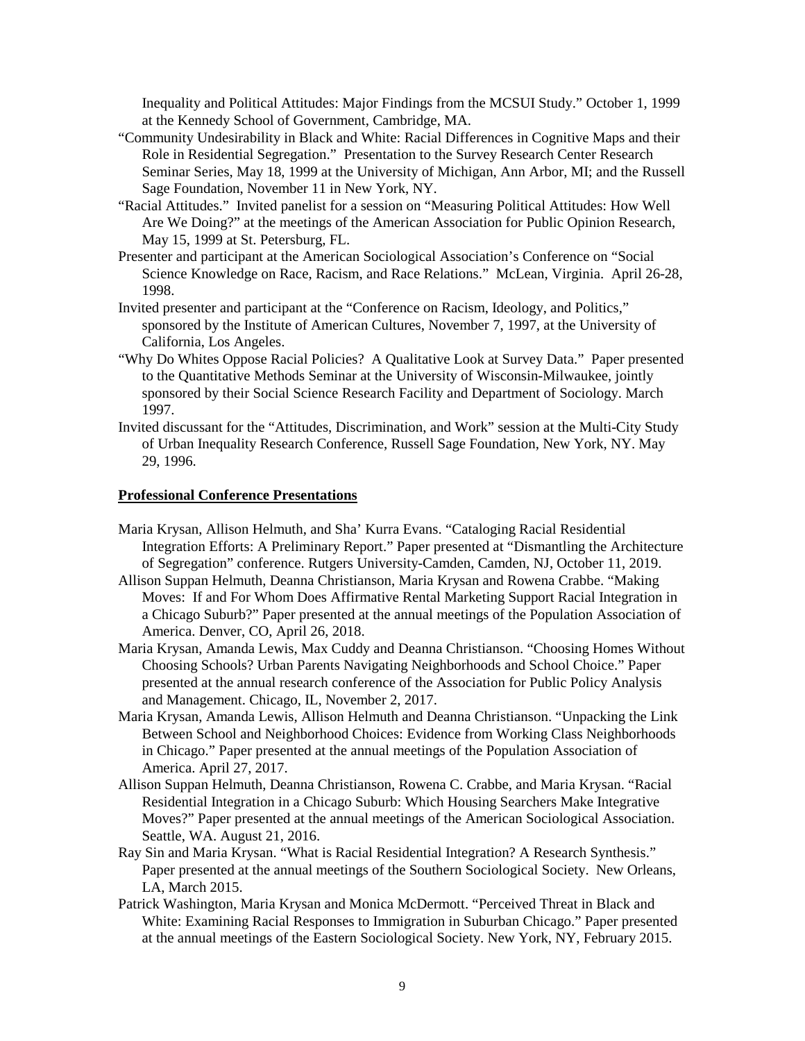Inequality and Political Attitudes: Major Findings from the MCSUI Study." October 1, 1999 at the Kennedy School of Government, Cambridge, MA.

"Community Undesirability in Black and White: Racial Differences in Cognitive Maps and their Role in Residential Segregation." Presentation to the Survey Research Center Research Seminar Series, May 18, 1999 at the University of Michigan, Ann Arbor, MI; and the Russell Sage Foundation, November 11 in New York, NY.

"Racial Attitudes." Invited panelist for a session on "Measuring Political Attitudes: How Well Are We Doing?" at the meetings of the American Association for Public Opinion Research, May 15, 1999 at St. Petersburg, FL.

Presenter and participant at the American Sociological Association's Conference on "Social Science Knowledge on Race, Racism, and Race Relations." McLean, Virginia. April 26-28, 1998.

Invited presenter and participant at the "Conference on Racism, Ideology, and Politics," sponsored by the Institute of American Cultures, November 7, 1997, at the University of California, Los Angeles.

"Why Do Whites Oppose Racial Policies? A Qualitative Look at Survey Data." Paper presented to the Quantitative Methods Seminar at the University of Wisconsin-Milwaukee, jointly sponsored by their Social Science Research Facility and Department of Sociology. March 1997.

Invited discussant for the "Attitudes, Discrimination, and Work" session at the Multi-City Study of Urban Inequality Research Conference, Russell Sage Foundation, New York, NY. May 29, 1996.

**Professional Conference Presentations**

Maria Krysan, Allison Helmuth, and Sha' Kurra Evans. "Cataloging Racial Residential Integration Efforts: A Preliminary Report." Paper presented at "Dismantling the Architecture of Segregation" conference. Rutgers University-Camden, Camden, NJ, October 11, 2019.

Allison Suppan Helmuth, Deanna Christianson, Maria Krysan and Rowena Crabbe. "Making Moves: If and For Whom Does Affirmative Rental Marketing Support Racial Integration in a Chicago Suburb?" Paper presented at the annual meetings of the Population Association of America. Denver, CO, April 26, 2018.

Maria Krysan, Amanda Lewis, Max Cuddy and Deanna Christianson. "Choosing Homes Without Choosing Schools? Urban Parents Navigating Neighborhoods and School Choice." Paper presented at the annual research conference of the Association for Public Policy Analysis and Management. Chicago, IL, November 2, 2017.

Maria Krysan, Amanda Lewis, Allison Helmuth and Deanna Christianson. "Unpacking the Link Between School and Neighborhood Choices: Evidence from Working Class Neighborhoods in Chicago." Paper presented at the annual meetings of the Population Association of America. April 27, 2017.

Allison Suppan Helmuth, Deanna Christianson, Rowena C. Crabbe, and Maria Krysan. "Racial Residential Integration in a Chicago Suburb: Which Housing Searchers Make Integrative Moves?" Paper presented at the annual meetings of the American Sociological Association. Seattle, WA. August 21, 2016.

Ray Sin and Maria Krysan. "What is Racial Residential Integration? A Research Synthesis." Paper presented at the annual meetings of the Southern Sociological Society. New Orleans, LA, March 2015.

Patrick Washington, Maria Krysan and Monica McDermott. "Perceived Threat in Black and White: Examining Racial Responses to Immigration in Suburban Chicago." Paper presented at the annual meetings of the Eastern Sociological Society. New York, NY, February 2015.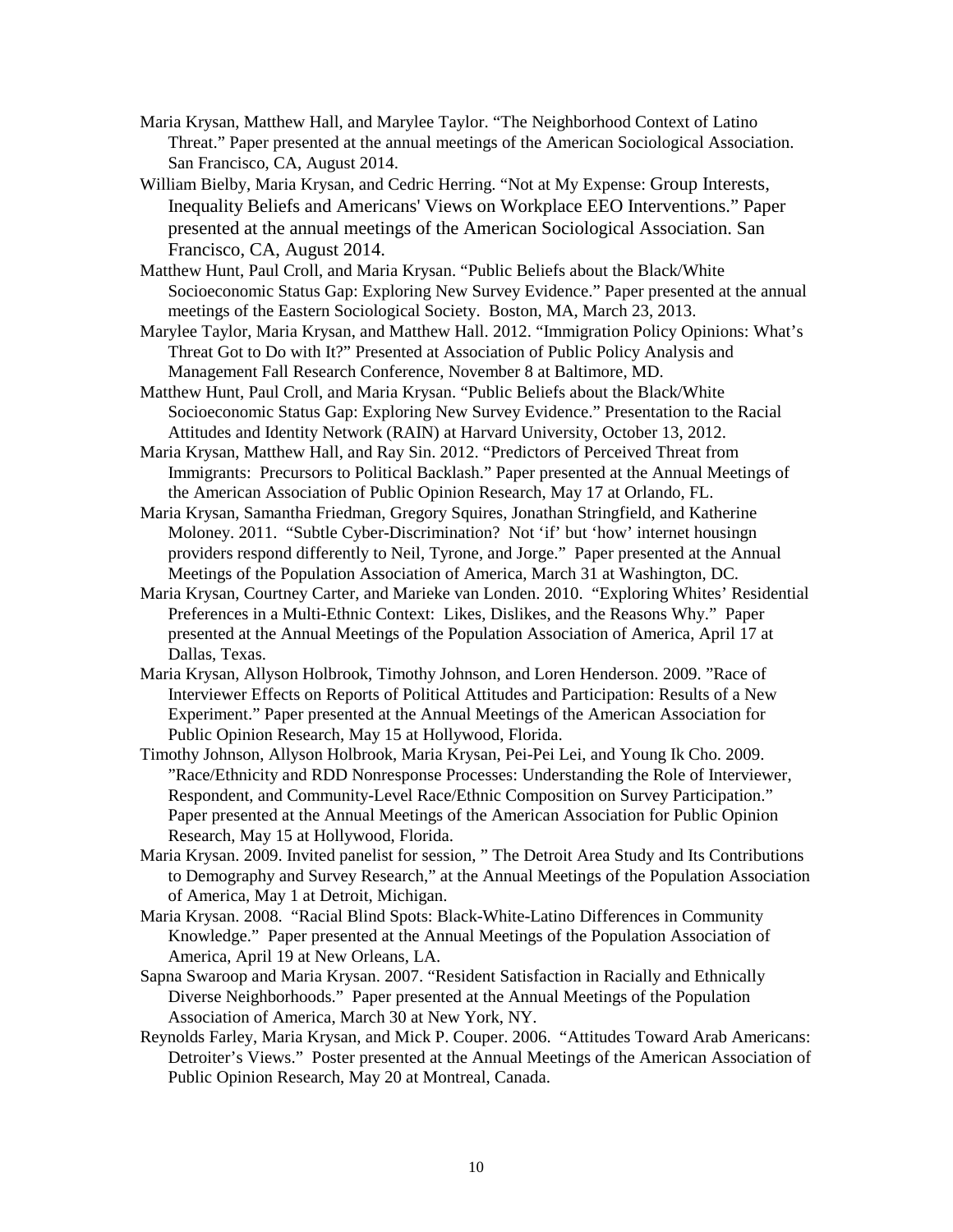Maria Krysan, Matthew Hall, and Marylee Taylor. "The Neighborhood Context of Latino Threat." Paper presented at the annual meetings of the American Sociological Association. San Francisco, CA, August 2014.

William Bielby, Maria Krysan, and Cedric Herring. "Not at My Expense: Group Interests, Inequality Beliefs and Americans' Views on Workplace EEO Interventions." Paper presented at the annual meetings of the American Sociological Association. San Francisco, CA, August 2014.

Matthew Hunt, Paul Croll, and Maria Krysan. "Public Beliefs about the Black/White Socioeconomic Status Gap: Exploring New Survey Evidence." Paper presented at the annual meetings of the Eastern Sociological Society. Boston, MA, March 23, 2013.

Marylee Taylor, Maria Krysan, and Matthew Hall. 2012. "Immigration Policy Opinions: What's Threat Got to Do with It?" Presented at Association of Public Policy Analysis and Management Fall Research Conference, November 8 at Baltimore, MD.

Matthew Hunt, Paul Croll, and Maria Krysan. "Public Beliefs about the Black/White Socioeconomic Status Gap: Exploring New Survey Evidence." Presentation to the Racial Attitudes and Identity Network (RAIN) at Harvard University, October 13, 2012.

Maria Krysan, Matthew Hall, and Ray Sin. 2012. "Predictors of Perceived Threat from Immigrants: Precursors to Political Backlash." Paper presented at the Annual Meetings of the American Association of Public Opinion Research, May 17 at Orlando, FL.

Maria Krysan, Samantha Friedman, Gregory Squires, Jonathan Stringfield, and Katherine Moloney. 2011. "Subtle Cyber-Discrimination? Not 'if' but 'how' internet housingn providers respond differently to Neil, Tyrone, and Jorge." Paper presented at the Annual Meetings of the Population Association of America, March 31 at Washington, DC.

Maria Krysan, Courtney Carter, and Marieke van Londen. 2010. "Exploring Whites' Residential Preferences in a Multi-Ethnic Context: Likes, Dislikes, and the Reasons Why." Paper presented at the Annual Meetings of the Population Association of America, April 17 at Dallas, Texas.

Maria Krysan, Allyson Holbrook, Timothy Johnson, and Loren Henderson. 2009. "Race of Interviewer Effects on Reports of Political Attitudes and Participation: Results of a New Experiment." Paper presented at the Annual Meetings of the American Association for Public Opinion Research, May 15 at Hollywood, Florida.

Timothy Johnson, Allyson Holbrook, Maria Krysan, Pei-Pei Lei, and Young Ik Cho. 2009. "Race/Ethnicity and RDD Nonresponse Processes: Understanding the Role of Interviewer, Respondent, and Community-Level Race/Ethnic Composition on Survey Participation." Paper presented at the Annual Meetings of the American Association for Public Opinion Research, May 15 at Hollywood, Florida.

Maria Krysan. 2009. Invited panelist for session, " The Detroit Area Study and Its Contributions to Demography and Survey Research," at the Annual Meetings of the Population Association of America, May 1 at Detroit, Michigan.

Maria Krysan. 2008. "Racial Blind Spots: Black-White-Latino Differences in Community Knowledge." Paper presented at the Annual Meetings of the Population Association of America, April 19 at New Orleans, LA.

Sapna Swaroop and Maria Krysan. 2007. "Resident Satisfaction in Racially and Ethnically Diverse Neighborhoods." Paper presented at the Annual Meetings of the Population Association of America, March 30 at New York, NY.

Reynolds Farley, Maria Krysan, and Mick P. Couper. 2006. "Attitudes Toward Arab Americans: Detroiter's Views." Poster presented at the Annual Meetings of the American Association of Public Opinion Research, May 20 at Montreal, Canada.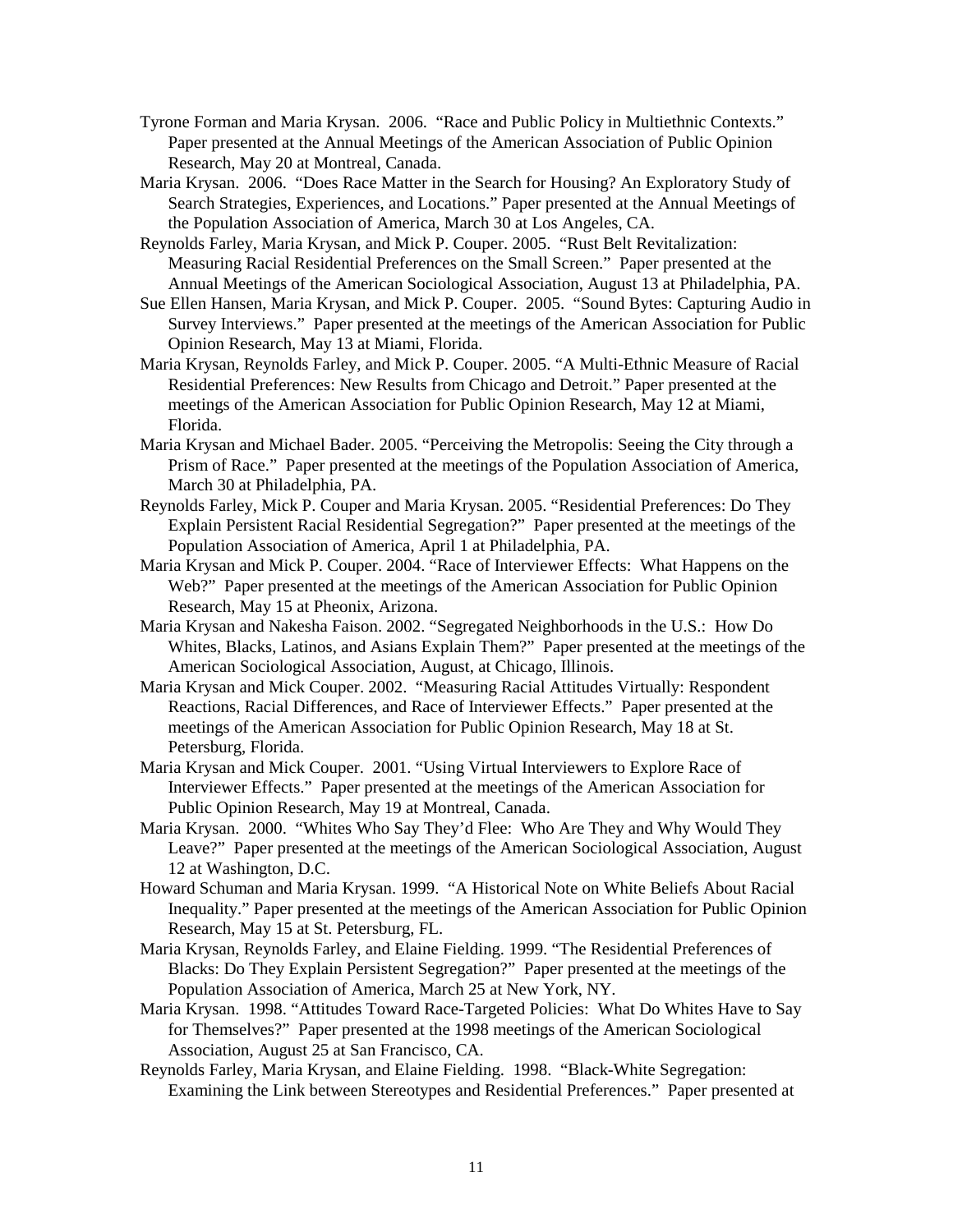Tyrone Forman and Maria Krysan. 2006. "Race and Public Policy in Multiethnic Contexts." Paper presented at the Annual Meetings of the American Association of Public Opinion Research, May 20 at Montreal, Canada.

Maria Krysan. 2006. "Does Race Matter in the Search for Housing? An Exploratory Study of Search Strategies, Experiences, and Locations." Paper presented at the Annual Meetings of the Population Association of America, March 30 at Los Angeles, CA.

Reynolds Farley, Maria Krysan, and Mick P. Couper. 2005. "Rust Belt Revitalization: Measuring Racial Residential Preferences on the Small Screen." Paper presented at the Annual Meetings of the American Sociological Association, August 13 at Philadelphia, PA.

Sue Ellen Hansen, Maria Krysan, and Mick P. Couper. 2005. "Sound Bytes: Capturing Audio in Survey Interviews." Paper presented at the meetings of the American Association for Public Opinion Research, May 13 at Miami, Florida.

Maria Krysan, Reynolds Farley, and Mick P. Couper. 2005. "A Multi-Ethnic Measure of Racial Residential Preferences: New Results from Chicago and Detroit." Paper presented at the meetings of the American Association for Public Opinion Research, May 12 at Miami, Florida.

Maria Krysan and Michael Bader. 2005. "Perceiving the Metropolis: Seeing the City through a Prism of Race." Paper presented at the meetings of the Population Association of America, March 30 at Philadelphia, PA.

Reynolds Farley, Mick P. Couper and Maria Krysan. 2005. "Residential Preferences: Do They Explain Persistent Racial Residential Segregation?" Paper presented at the meetings of the Population Association of America, April 1 at Philadelphia, PA.

Maria Krysan and Mick P. Couper. 2004. "Race of Interviewer Effects: What Happens on the Web?" Paper presented at the meetings of the American Association for Public Opinion Research, May 15 at Pheonix, Arizona.

Maria Krysan and Nakesha Faison. 2002. "Segregated Neighborhoods in the U.S.: How Do Whites, Blacks, Latinos, and Asians Explain Them?" Paper presented at the meetings of the American Sociological Association, August, at Chicago, Illinois.

Maria Krysan and Mick Couper. 2002. "Measuring Racial Attitudes Virtually: Respondent Reactions, Racial Differences, and Race of Interviewer Effects." Paper presented at the meetings of the American Association for Public Opinion Research, May 18 at St. Petersburg, Florida.

Maria Krysan and Mick Couper. 2001. "Using Virtual Interviewers to Explore Race of Interviewer Effects." Paper presented at the meetings of the American Association for Public Opinion Research, May 19 at Montreal, Canada.

Maria Krysan. 2000. "Whites Who Say They'd Flee: Who Are They and Why Would They Leave?" Paper presented at the meetings of the American Sociological Association, August 12 at Washington, D.C.

Howard Schuman and Maria Krysan. 1999. "A Historical Note on White Beliefs About Racial Inequality." Paper presented at the meetings of the American Association for Public Opinion Research, May 15 at St. Petersburg, FL.

Maria Krysan, Reynolds Farley, and Elaine Fielding. 1999. "The Residential Preferences of Blacks: Do They Explain Persistent Segregation?" Paper presented at the meetings of the Population Association of America, March 25 at New York, NY.

Maria Krysan. 1998. "Attitudes Toward Race-Targeted Policies: What Do Whites Have to Say for Themselves?" Paper presented at the 1998 meetings of the American Sociological Association, August 25 at San Francisco, CA.

Reynolds Farley, Maria Krysan, and Elaine Fielding. 1998. "Black-White Segregation: Examining the Link between Stereotypes and Residential Preferences." Paper presented at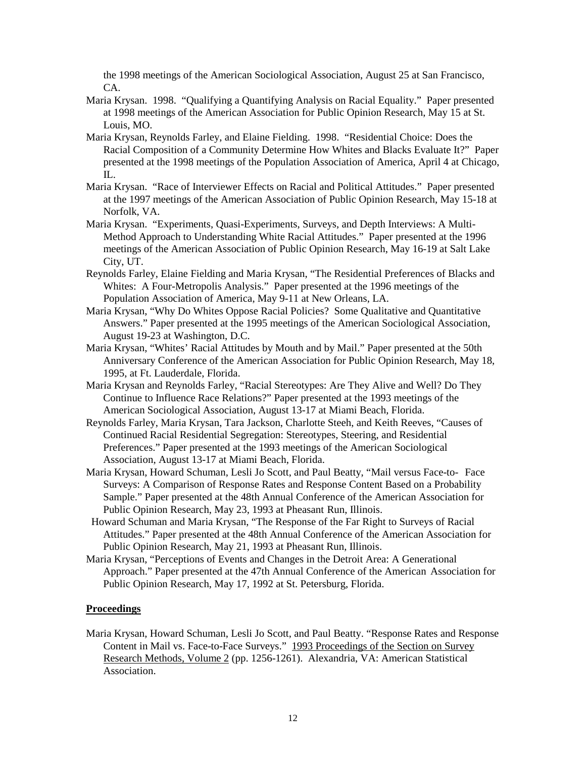the 1998 meetings of the American Sociological Association, August 25 at San Francisco, CA.

Maria Krysan. 1998. "Qualifying a Quantifying Analysis on Racial Equality." Paper presented at 1998 meetings of the American Association for Public Opinion Research, May 15 at St. Louis, MO.

Maria Krysan, Reynolds Farley, and Elaine Fielding. 1998. "Residential Choice: Does the Racial Composition of a Community Determine How Whites and Blacks Evaluate It?" Paper presented at the 1998 meetings of the Population Association of America, April 4 at Chicago, IL.

Maria Krysan. "Race of Interviewer Effects on Racial and Political Attitudes." Paper presented at the 1997 meetings of the American Association of Public Opinion Research, May 15-18 at Norfolk, VA.

Maria Krysan. "Experiments, Quasi-Experiments, Surveys, and Depth Interviews: A Multi-Method Approach to Understanding White Racial Attitudes." Paper presented at the 1996 meetings of the American Association of Public Opinion Research, May 16-19 at Salt Lake City, UT.

Reynolds Farley, Elaine Fielding and Maria Krysan, "The Residential Preferences of Blacks and Whites: A Four-Metropolis Analysis." Paper presented at the 1996 meetings of the Population Association of America, May 9-11 at New Orleans, LA.

Maria Krysan, "Why Do Whites Oppose Racial Policies? Some Qualitative and Quantitative Answers." Paper presented at the 1995 meetings of the American Sociological Association, August 19-23 at Washington, D.C.

Maria Krysan, "Whites' Racial Attitudes by Mouth and by Mail." Paper presented at the 50th Anniversary Conference of the American Association for Public Opinion Research, May 18, 1995, at Ft. Lauderdale, Florida.

Maria Krysan and Reynolds Farley, "Racial Stereotypes: Are They Alive and Well? Do They Continue to Influence Race Relations?" Paper presented at the 1993 meetings of the American Sociological Association, August 13-17 at Miami Beach, Florida.

Reynolds Farley, Maria Krysan, Tara Jackson, Charlotte Steeh, and Keith Reeves, "Causes of Continued Racial Residential Segregation: Stereotypes, Steering, and Residential Preferences." Paper presented at the 1993 meetings of the American Sociological Association, August 13-17 at Miami Beach, Florida.

Maria Krysan, Howard Schuman, Lesli Jo Scott, and Paul Beatty, "Mail versus Face-to- Face Surveys: A Comparison of Response Rates and Response Content Based on a Probability Sample." Paper presented at the 48th Annual Conference of the American Association for Public Opinion Research, May 23, 1993 at Pheasant Run, Illinois.

Howard Schuman and Maria Krysan, "The Response of the Far Right to Surveys of Racial Attitudes." Paper presented at the 48th Annual Conference of the American Association for Public Opinion Research, May 21, 1993 at Pheasant Run, Illinois.

Maria Krysan, "Perceptions of Events and Changes in the Detroit Area: A Generational Approach." Paper presented at the 47th Annual Conference of the American Association for Public Opinion Research, May 17, 1992 at St. Petersburg, Florida.

## Proceedings

Maria Krysan, Howard Schuman, Lesli Jo Scott, and Paul Beatty. "Response Rates and Response Content in Mail vs. Face-to-Face Surveys." 1993 Proceedings of the Section on Survey Research Methods, Volume 2 (pp. 1256-1261). Alexandria, VA: American Statistical Association.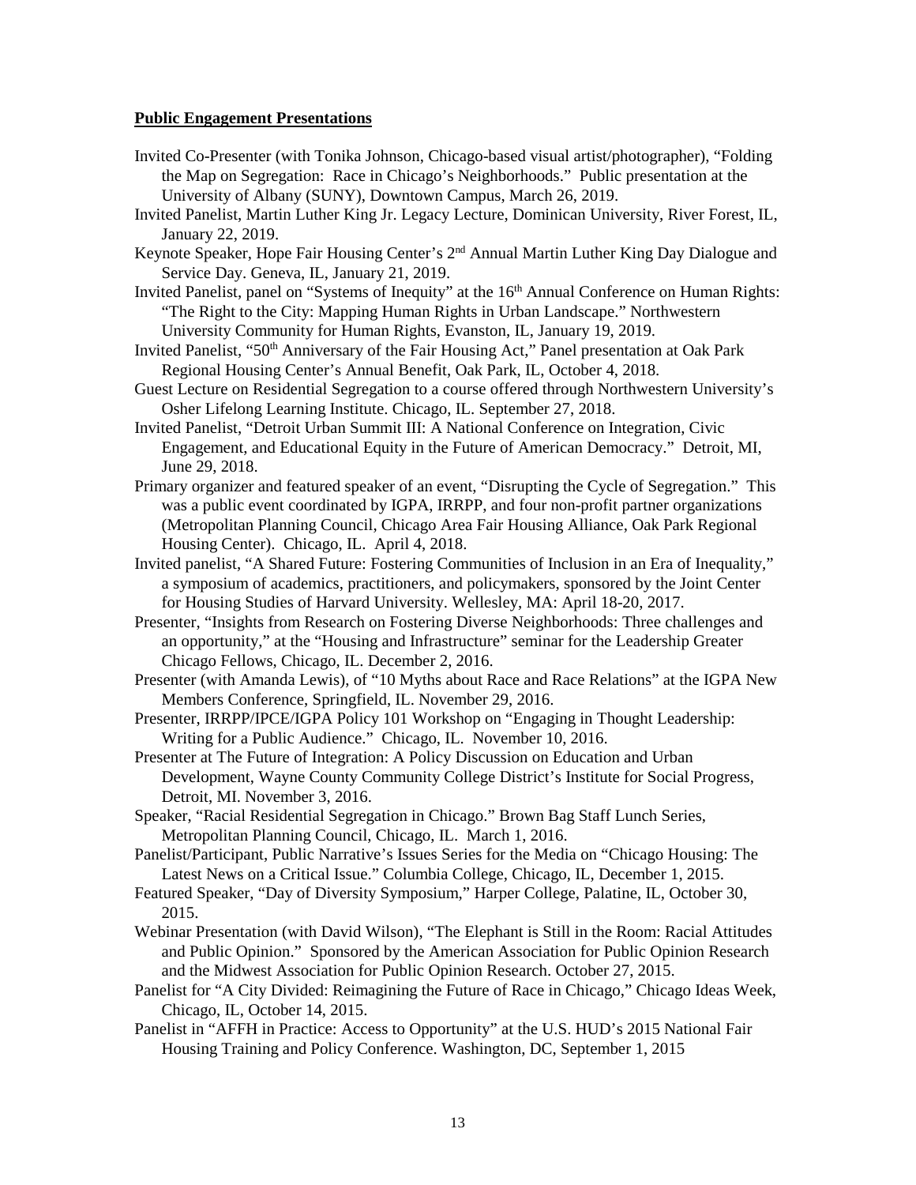**Public Engagement Presentations**

Invited Co-Presenter (with Tonika Johnson, Chicago-based visual artist/photographer), "Folding the Map on Segregation: Race in Chicago's Neighborhoods." Public presentation at the University of Albany (SUNY), Downtown Campus, March 26, 2019.

Invited Panelist, Martin Luther King Jr. Legacy Lecture, Dominican University, River Forest, IL, January 22, 2019.

Keynote Speaker, Hope Fair Housing Center's 2nd Annual Martin Luther King Day Dialogue and Service Day. Geneva, IL, January 21, 2019.

Invited Panelist, panel on "Systems of Inequity" at the 16th Annual Conference on Human Rights: "The Right to the City: Mapping Human Rights in Urban Landscape." Northwestern University Community for Human Rights, Evanston, IL, January 19, 2019.

Invited Panelist, "50th Anniversary of the Fair Housing Act," Panel presentation at Oak Park Regional Housing Center's Annual Benefit, Oak Park, IL, October 4, 2018.

Guest Lecture on Residential Segregation to a course offered through Northwestern University's Osher Lifelong Learning Institute. Chicago, IL. September 27, 2018.

Invited Panelist, "Detroit Urban Summit III: A National Conference on Integration, Civic Engagement, and Educational Equity in the Future of American Democracy." Detroit, MI, June 29, 2018.

Primary organizer and featured speaker of an event, "Disrupting the Cycle of Segregation." This was a public event coordinated by IGPA, IRRPP, and four non-profit partner organizations (Metropolitan Planning Council, Chicago Area Fair Housing Alliance, Oak Park Regional Housing Center). Chicago, IL. April 4, 2018.

Invited panelist, "A Shared Future: Fostering Communities of Inclusion in an Era of Inequality," a symposium of academics, practitioners, and policymakers, sponsored by the Joint Center for Housing Studies of Harvard University. Wellesley, MA: April 18-20, 2017.

Presenter, "Insights from Research on Fostering Diverse Neighborhoods: Three challenges and an opportunity," at the "Housing and Infrastructure" seminar for the Leadership Greater Chicago Fellows, Chicago, IL. December 2, 2016.

Presenter (with Amanda Lewis), of "10 Myths about Race and Race Relations" at the IGPA New Members Conference, Springfield, IL. November 29, 2016.

Presenter, IRRPP/IPCE/IGPA Policy 101 Workshop on "Engaging in Thought Leadership: Writing for a Public Audience." Chicago, IL. November 10, 2016.

Presenter at The Future of Integration: A Policy Discussion on Education and Urban Development, Wayne County Community College District's Institute for Social Progress, Detroit, MI. November 3, 2016.

Speaker, "Racial Residential Segregation in Chicago." Brown Bag Staff Lunch Series, Metropolitan Planning Council, Chicago, IL. March 1, 2016.

Panelist/Participant, Public Narrative's Issues Series for the Media on "Chicago Housing: The Latest News on a Critical Issue." Columbia College, Chicago, IL, December 1, 2015.

Featured Speaker, "Day of Diversity Symposium," Harper College, Palatine, IL, October 30, 2015.

Webinar Presentation (with David Wilson), "The Elephant is Still in the Room: Racial Attitudes and Public Opinion." Sponsored by the American Association for Public Opinion Research and the Midwest Association for Public Opinion Research. October 27, 2015.

Panelist for "A City Divided: Reimagining the Future of Race in Chicago," Chicago Ideas Week, Chicago, IL, October 14, 2015.

Panelist in "AFFH in Practice: Access to Opportunity" at the U.S. HUD's 2015 National Fair Housing Training and Policy Conference. Washington, DC, September 1, 2015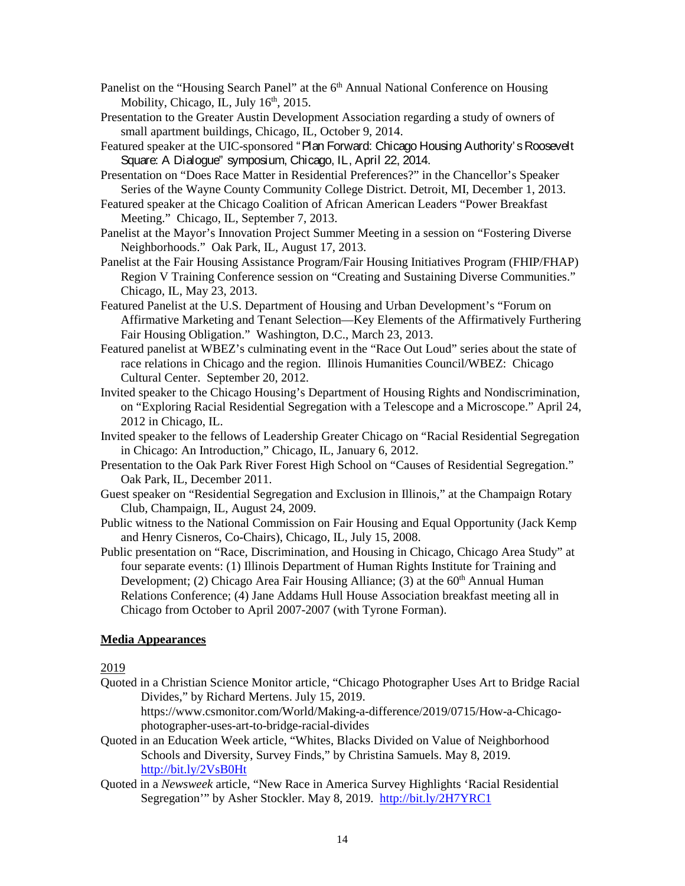Panelist on the "Housing Search Panel" at the 6th Annual National Conference on Housing Mobility, Chicago, IL, July 16th, 2015.

Presentation to the Greater Austin Development Association regarding a study of owners of small apartment buildings, Chicago, IL, October 9, 2014.

Featured speaker at the UIC-sponsored "Plan Forward: Chicago Housing Authority's Roosevelt Square: A Dialogue" symposium, Chicago, IL, April 22, 2014.

Presentation on "Does Race Matter in Residential Preferences?" in the Chancellor's Speaker Series of the Wayne County Community College District. Detroit, MI, December 1, 2013.

Featured speaker at the Chicago Coalition of African American Leaders "Power Breakfast Meeting." Chicago, IL, September 7, 2013.

Panelist at the Mayor's Innovation Project Summer Meeting in a session on "Fostering Diverse Neighborhoods." Oak Park, IL, August 17, 2013.

Panelist at the Fair Housing Assistance Program/Fair Housing Initiatives Program (FHIP/FHAP) Region V Training Conference session on "Creating and Sustaining Diverse Communities." Chicago, IL, May 23, 2013.

Featured Panelist at the U.S. Department of Housing and Urban Development's "Forum on Affirmative Marketing and Tenant Selection—Key Elements of the Affirmatively Furthering Fair Housing Obligation." Washington, D.C., March 23, 2013.

Featured panelist at WBEZ's culminating event in the "Race Out Loud" series about the state of race relations in Chicago and the region. Illinois Humanities Council/WBEZ: Chicago Cultural Center. September 20, 2012.

Invited speaker to the Chicago Housing's Department of Housing Rights and Nondiscrimination, on "Exploring Racial Residential Segregation with a Telescope and a Microscope." April 24, 2012 in Chicago, IL.

Invited speaker to the fellows of Leadership Greater Chicago on "Racial Residential Segregation in Chicago: An Introduction," Chicago, IL, January 6, 2012.

Presentation to the Oak Park River Forest High School on "Causes of Residential Segregation." Oak Park, IL, December 2011.

Guest speaker on "Residential Segregation and Exclusion in Illinois," at the Champaign Rotary Club, Champaign, IL, August 24, 2009.

Public witness to the National Commission on Fair Housing and Equal Opportunity (Jack Kemp and Henry Cisneros, Co-Chairs), Chicago, IL, July 15, 2008.

Public presentation on "Race, Discrimination, and Housing in Chicago, Chicago Area Study" at four separate events: (1) Illinois Department of Human Rights Institute for Training and Development; (2) Chicago Area Fair Housing Alliance; (3) at the 60th Annual Human Relations Conference; (4) Jane Addams Hull House Association breakfast meeting all in Chicago from October to April 2007-2007 (with Tyrone Forman).

## Media Appearances

2019

Quoted in a Christian Science Monitor article, "Chicago Photographer Uses Art to Bridge Racial Divides," by Richard Mertens. July 15, 2019. https://www.csmonitor.com/World/Making-a-difference/2019/0715/How-a-Chicago-photographer-uses-art-to-bridge-racial-divides

Quoted in an Education Week article, "Whites, Blacks Divided on Value of Neighborhood Schools and Diversity, Survey Finds," by Christina Samuels. May 8, 2019. http://bit.ly/2VsB0Ht

Quoted in a *Newsweek* article, "New Race in America Survey Highlights 'Racial Residential Segregation'" by Asher Stockler. May 8, 2019. http://bit.ly/2H7YRC1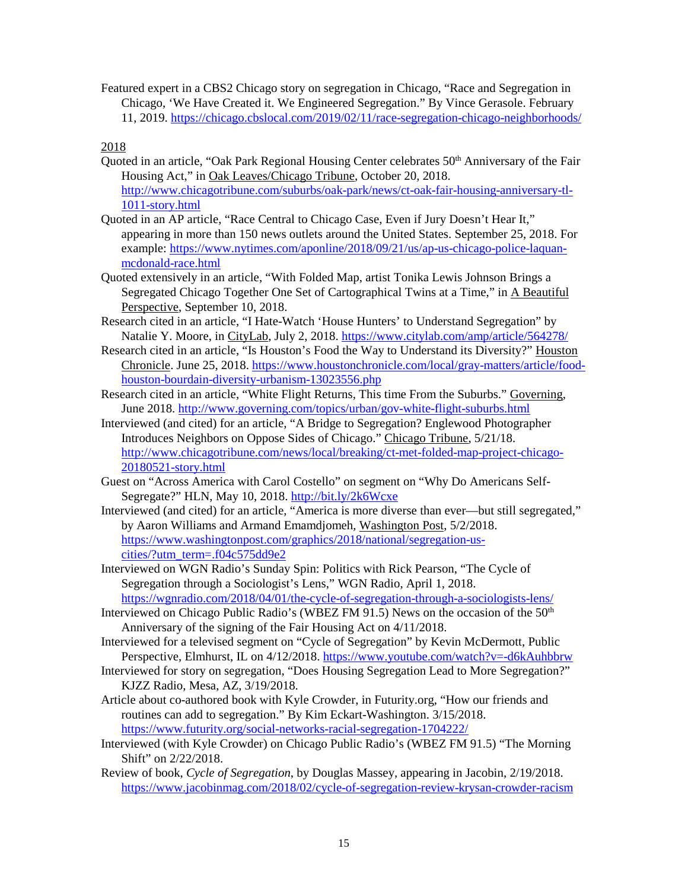Featured expert in a CBS2 Chicago story on segregation in Chicago, "Race and Segregation in Chicago, 'We Have Created it. We Engineered Segregation." By Vince Gerasole. February 11, 2019. https://chicago.cbslocal.com/2019/02/11/race-segregation-chicago-neighborhoods/

2018

Quoted in an article, "Oak Park Regional Housing Center celebrates 50th Anniversary of the Fair Housing Act," in Oak Leaves/Chicago Tribune, October 20, 2018. http://www.chicagotribune.com/suburbs/oak-park/news/ct-oak-fair-housing-anniversary-tl-1011-story.html

Quoted in an AP article, "Race Central to Chicago Case, Even if Jury Doesn't Hear It," appearing in more than 150 news outlets around the United States. September 25, 2018. For example: https://www.nytimes.com/aponline/2018/09/21/us/ap-us-chicago-police-laquan-mcdonald-race.html

Quoted extensively in an article, "With Folded Map, artist Tonika Lewis Johnson Brings a Segregated Chicago Together One Set of Cartographical Twins at a Time," in A Beautiful Perspective, September 10, 2018.

Research cited in an article, "I Hate-Watch 'House Hunters' to Understand Segregation" by Natalie Y. Moore, in CityLab, July 2, 2018. https://www.citylab.com/amp/article/564278/

Research cited in an article, "Is Houston's Food the Way to Understand its Diversity?" Houston Chronicle. June 25, 2018. https://www.houstonchronicle.com/local/gray-matters/article/food-houston-bourdain-diversity-urbanism-13023556.php

Research cited in an article, "White Flight Returns, This time From the Suburbs." Governing, June 2018. http://www.governing.com/topics/urban/gov-white-flight-suburbs.html

Interviewed (and cited) for an article, "A Bridge to Segregation? Englewood Photographer Introduces Neighbors on Oppose Sides of Chicago." Chicago Tribune, 5/21/18. http://www.chicagotribune.com/news/local/breaking/ct-met-folded-map-project-chicago-20180521-story.html

Guest on "Across America with Carol Costello" on segment on "Why Do Americans Self-Segregate?" HLN, May 10, 2018. http://bit.ly/2k6Wcxe

Interviewed (and cited) for an article, "America is more diverse than ever—but still segregated," by Aaron Williams and Armand Emamdjomeh, Washington Post, 5/2/2018. https://www.washingtonpost.com/graphics/2018/national/segregation-us-cities/?utm_term=.f04c575dd9e2

Interviewed on WGN Radio's Sunday Spin: Politics with Rick Pearson, "The Cycle of Segregation through a Sociologist's Lens," WGN Radio, April 1, 2018. https://wgnradio.com/2018/04/01/the-cycle-of-segregation-through-a-sociologists-lens/

Interviewed on Chicago Public Radio's (WBEZ FM 91.5) News on the occasion of the 50th Anniversary of the signing of the Fair Housing Act on 4/11/2018.

Interviewed for a televised segment on "Cycle of Segregation" by Kevin McDermott, Public Perspective, Elmhurst, IL on 4/12/2018. https://www.youtube.com/watch?v=-d6kAuhbbrw

Interviewed for story on segregation, "Does Housing Segregation Lead to More Segregation?" KJZZ Radio, Mesa, AZ, 3/19/2018.

Article about co-authored book with Kyle Crowder, in Futurity.org, "How our friends and routines can add to segregation." By Kim Eckart-Washington. 3/15/2018. https://www.futurity.org/social-networks-racial-segregation-1704222/

Interviewed (with Kyle Crowder) on Chicago Public Radio's (WBEZ FM 91.5) "The Morning Shift" on 2/22/2018.

Review of book, *Cycle of Segregation*, by Douglas Massey, appearing in Jacobin, 2/19/2018. https://www.jacobinmag.com/2018/02/cycle-of-segregation-review-krysan-crowder-racism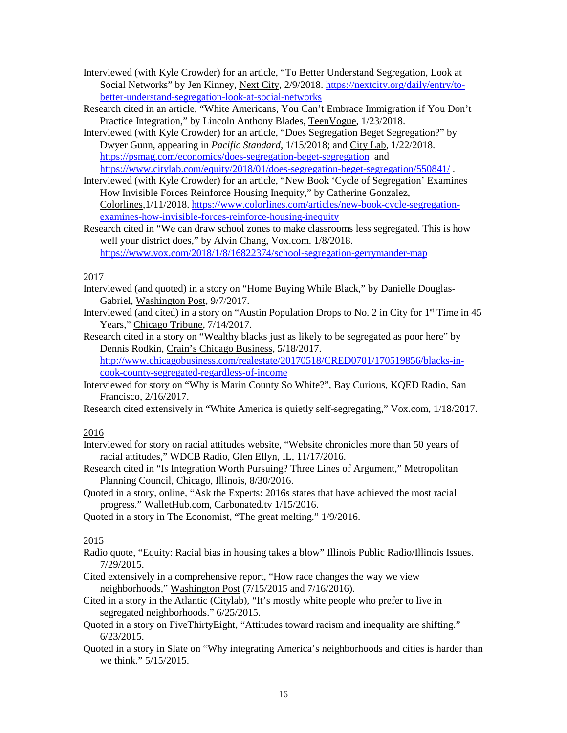Interviewed (with Kyle Crowder) for an article, "To Better Understand Segregation, Look at Social Networks" by Jen Kinney, Next City, 2/9/2018. https://nextcity.org/daily/entry/to-better-understand-segregation-look-at-social-networks

Research cited in an article, "White Americans, You Can't Embrace Immigration if You Don't Practice Integration," by Lincoln Anthony Blades, TeenVogue, 1/23/2018.

Interviewed (with Kyle Crowder) for an article, "Does Segregation Beget Segregation?" by Dwyer Gunn, appearing in *Pacific Standard*, 1/15/2018; and City Lab, 1/22/2018. https://psmag.com/economics/does-segregation-beget-segregation and https://www.citylab.com/equity/2018/01/does-segregation-beget-segregation/550841/ .

Interviewed (with Kyle Crowder) for an article, "New Book 'Cycle of Segregation' Examines How Invisible Forces Reinforce Housing Inequity," by Catherine Gonzalez, Colorlines,1/11/2018. https://www.colorlines.com/articles/new-book-cycle-segregation-examines-how-invisible-forces-reinforce-housing-inequity

Research cited in "We can draw school zones to make classrooms less segregated. This is how well your district does," by Alvin Chang, Vox.com. 1/8/2018. https://www.vox.com/2018/1/8/16822374/school-segregation-gerrymander-map

2017

Interviewed (and quoted) in a story on "Home Buying While Black," by Danielle Douglas-Gabriel, Washington Post, 9/7/2017.

Interviewed (and cited) in a story on "Austin Population Drops to No. 2 in City for 1st Time in 45 Years," Chicago Tribune, 7/14/2017.

Research cited in a story on "Wealthy blacks just as likely to be segregated as poor here" by Dennis Rodkin, Crain's Chicago Business, 5/18/2017. http://www.chicagobusiness.com/realestate/20170518/CRED0701/170519856/blacks-in-cook-county-segregated-regardless-of-income

Interviewed for story on "Why is Marin County So White?", Bay Curious, KQED Radio, San Francisco, 2/16/2017.

Research cited extensively in "White America is quietly self-segregating," Vox.com, 1/18/2017.

2016

Interviewed for story on racial attitudes website, "Website chronicles more than 50 years of racial attitudes," WDCB Radio, Glen Ellyn, IL, 11/17/2016.

Research cited in "Is Integration Worth Pursuing? Three Lines of Argument," Metropolitan Planning Council, Chicago, Illinois, 8/30/2016.

Quoted in a story, online, "Ask the Experts: 2016s states that have achieved the most racial progress." WalletHub.com, Carbonated.tv 1/15/2016.

Quoted in a story in The Economist, "The great melting." 1/9/2016.

2015

Radio quote, "Equity: Racial bias in housing takes a blow" Illinois Public Radio/Illinois Issues. 7/29/2015.

Cited extensively in a comprehensive report, "How race changes the way we view neighborhoods," Washington Post (7/15/2015 and 7/16/2016).

Cited in a story in the Atlantic (Citylab), "It's mostly white people who prefer to live in segregated neighborhoods." 6/25/2015.

Quoted in a story on FiveThirtyEight, "Attitudes toward racism and inequality are shifting." 6/23/2015.

Quoted in a story in Slate on "Why integrating America's neighborhoods and cities is harder than we think." 5/15/2015.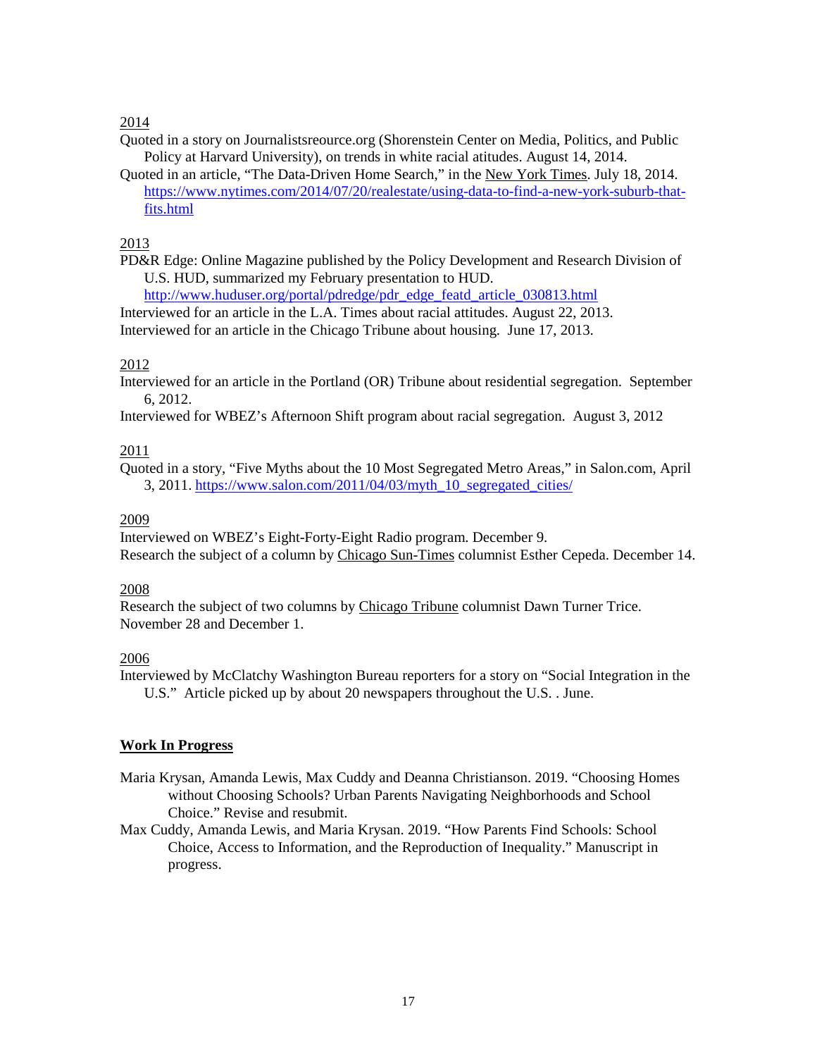2014

Quoted in a story on Journalistsreource.org (Shorenstein Center on Media, Politics, and Public Policy at Harvard University), on trends in white racial atitudes. August 14, 2014.

Quoted in an article, "The Data-Driven Home Search," in the New York Times. July 18, 2014. https://www.nytimes.com/2014/07/20/realestate/using-data-to-find-a-new-york-suburb-that-fits.html

2013

PD&R Edge: Online Magazine published by the Policy Development and Research Division of U.S. HUD, summarized my February presentation to HUD. http://www.huduser.org/portal/pdredge/pdr_edge_featd_article_030813.html

Interviewed for an article in the L.A. Times about racial attitudes. August 22, 2013.

Interviewed for an article in the Chicago Tribune about housing. June 17, 2013.

2012

Interviewed for an article in the Portland (OR) Tribune about residential segregation. September 6, 2012.

Interviewed for WBEZ's Afternoon Shift program about racial segregation. August 3, 2012

2011

Quoted in a story, "Five Myths about the 10 Most Segregated Metro Areas," in Salon.com, April 3, 2011. https://www.salon.com/2011/04/03/myth_10_segregated_cities/

2009

Interviewed on WBEZ's Eight-Forty-Eight Radio program. December 9.

Research the subject of a column by Chicago Sun-Times columnist Esther Cepeda. December 14.

2008

Research the subject of two columns by Chicago Tribune columnist Dawn Turner Trice. November 28 and December 1.

2006

Interviewed by McClatchy Washington Bureau reporters for a story on "Social Integration in the U.S." Article picked up by about 20 newspapers throughout the U.S. . June.

**Work In Progress**

Maria Krysan, Amanda Lewis, Max Cuddy and Deanna Christianson. 2019. "Choosing Homes without Choosing Schools? Urban Parents Navigating Neighborhoods and School Choice." Revise and resubmit.

Max Cuddy, Amanda Lewis, and Maria Krysan. 2019. "How Parents Find Schools: School Choice, Access to Information, and the Reproduction of Inequality." Manuscript in progress.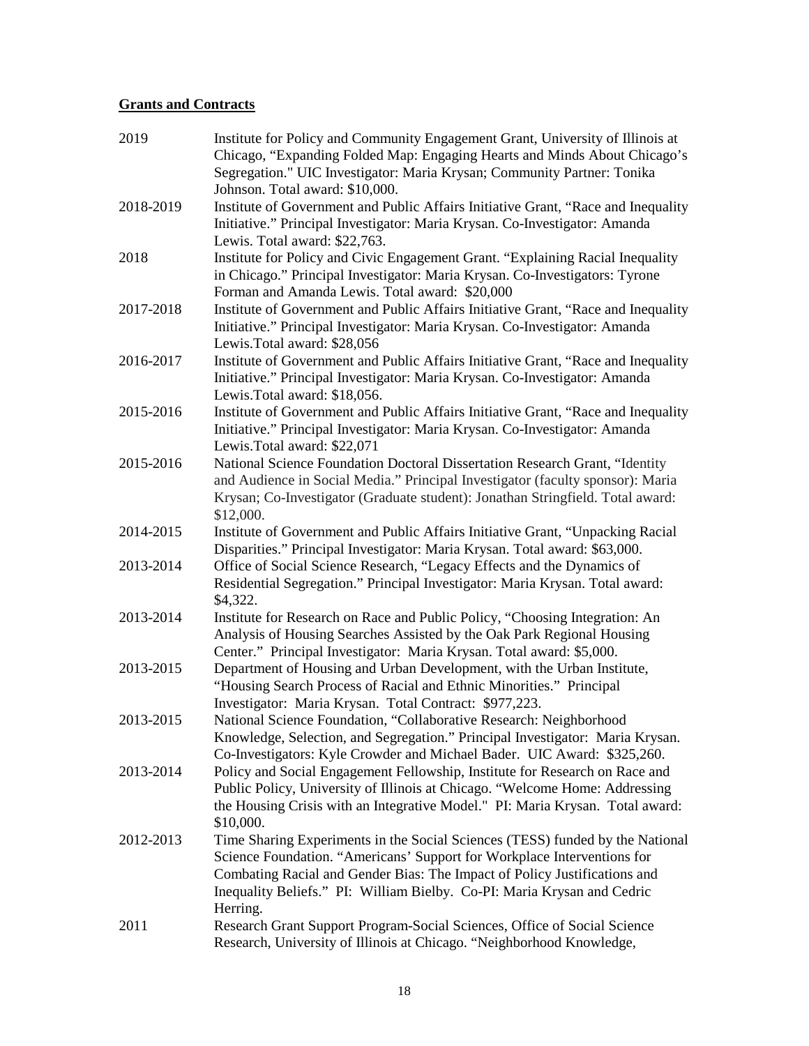## Grants and Contracts

2019 Institute for Policy and Community Engagement Grant, University of Illinois at Chicago, "Expanding Folded Map: Engaging Hearts and Minds About Chicago's Segregation." UIC Investigator: Maria Krysan; Community Partner: Tonika Johnson. Total award: $10,000.

2018-2019 Institute of Government and Public Affairs Initiative Grant, "Race and Inequality Initiative." Principal Investigator: Maria Krysan. Co-Investigator: Amanda Lewis. Total award: $22,763.

2018 Institute for Policy and Civic Engagement Grant. "Explaining Racial Inequality in Chicago." Principal Investigator: Maria Krysan. Co-Investigators: Tyrone Forman and Amanda Lewis. Total award: $20,000

2017-2018 Institute of Government and Public Affairs Initiative Grant, "Race and Inequality Initiative." Principal Investigator: Maria Krysan. Co-Investigator: Amanda Lewis.Total award: $28,056

2016-2017 Institute of Government and Public Affairs Initiative Grant, "Race and Inequality Initiative." Principal Investigator: Maria Krysan. Co-Investigator: Amanda Lewis.Total award: $18,056.

2015-2016 Institute of Government and Public Affairs Initiative Grant, "Race and Inequality Initiative." Principal Investigator: Maria Krysan. Co-Investigator: Amanda Lewis.Total award: $22,071

2015-2016 National Science Foundation Doctoral Dissertation Research Grant, "Identity and Audience in Social Media." Principal Investigator (faculty sponsor): Maria Krysan; Co-Investigator (Graduate student): Jonathan Stringfield. Total award: $12,000.

2014-2015 Institute of Government and Public Affairs Initiative Grant, "Unpacking Racial Disparities." Principal Investigator: Maria Krysan. Total award: $63,000.

2013-2014 Office of Social Science Research, "Legacy Effects and the Dynamics of Residential Segregation." Principal Investigator: Maria Krysan. Total award: $4,322.

2013-2014 Institute for Research on Race and Public Policy, "Choosing Integration: An Analysis of Housing Searches Assisted by the Oak Park Regional Housing Center." Principal Investigator: Maria Krysan. Total award: $5,000.

2013-2015 Department of Housing and Urban Development, with the Urban Institute, "Housing Search Process of Racial and Ethnic Minorities." Principal Investigator: Maria Krysan. Total Contract: $977,223.

2013-2015 National Science Foundation, "Collaborative Research: Neighborhood Knowledge, Selection, and Segregation." Principal Investigator: Maria Krysan. Co-Investigators: Kyle Crowder and Michael Bader. UIC Award: $325,260.

2013-2014 Policy and Social Engagement Fellowship, Institute for Research on Race and Public Policy, University of Illinois at Chicago. "Welcome Home: Addressing the Housing Crisis with an Integrative Model." PI: Maria Krysan. Total award: $10,000.

2012-2013 Time Sharing Experiments in the Social Sciences (TESS) funded by the National Science Foundation. "Americans' Support for Workplace Interventions for Combating Racial and Gender Bias: The Impact of Policy Justifications and Inequality Beliefs." PI: William Bielby. Co-PI: Maria Krysan and Cedric Herring.

2011 Research Grant Support Program-Social Sciences, Office of Social Science Research, University of Illinois at Chicago. "Neighborhood Knowledge,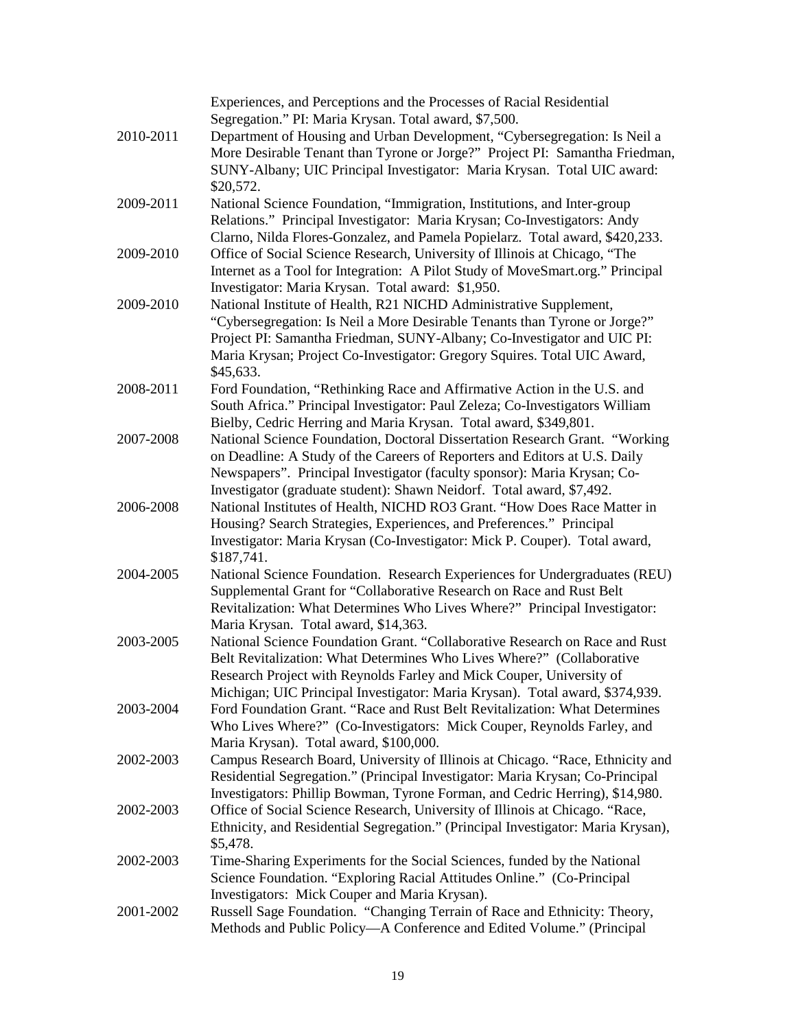Experiences, and Perceptions and the Processes of Racial Residential Segregation." PI: Maria Krysan. Total award, $7,500.

2010-2011 Department of Housing and Urban Development, "Cybersegregation: Is Neil a More Desirable Tenant than Tyrone or Jorge?" Project PI: Samantha Friedman, SUNY-Albany; UIC Principal Investigator: Maria Krysan. Total UIC award: $20,572.

2009-2011 National Science Foundation, "Immigration, Institutions, and Inter-group Relations." Principal Investigator: Maria Krysan; Co-Investigators: Andy Clarno, Nilda Flores-Gonzalez, and Pamela Popielarz. Total award, $420,233.

2009-2010 Office of Social Science Research, University of Illinois at Chicago, "The Internet as a Tool for Integration: A Pilot Study of MoveSmart.org." Principal Investigator: Maria Krysan. Total award: $1,950.

2009-2010 National Institute of Health, R21 NICHD Administrative Supplement, "Cybersegregation: Is Neil a More Desirable Tenants than Tyrone or Jorge?" Project PI: Samantha Friedman, SUNY-Albany; Co-Investigator and UIC PI: Maria Krysan; Project Co-Investigator: Gregory Squires. Total UIC Award, $45,633.

2008-2011 Ford Foundation, "Rethinking Race and Affirmative Action in the U.S. and South Africa." Principal Investigator: Paul Zeleza; Co-Investigators William Bielby, Cedric Herring and Maria Krysan. Total award, $349,801.

2007-2008 National Science Foundation, Doctoral Dissertation Research Grant. "Working on Deadline: A Study of the Careers of Reporters and Editors at U.S. Daily Newspapers". Principal Investigator (faculty sponsor): Maria Krysan; Co-Investigator (graduate student): Shawn Neidorf. Total award, $7,492.

2006-2008 National Institutes of Health, NICHD RO3 Grant. "How Does Race Matter in Housing? Search Strategies, Experiences, and Preferences." Principal Investigator: Maria Krysan (Co-Investigator: Mick P. Couper). Total award, $187,741.

2004-2005 National Science Foundation. Research Experiences for Undergraduates (REU) Supplemental Grant for "Collaborative Research on Race and Rust Belt Revitalization: What Determines Who Lives Where?" Principal Investigator: Maria Krysan. Total award, $14,363.

2003-2005 National Science Foundation Grant. "Collaborative Research on Race and Rust Belt Revitalization: What Determines Who Lives Where?" (Collaborative Research Project with Reynolds Farley and Mick Couper, University of Michigan; UIC Principal Investigator: Maria Krysan). Total award, $374,939.

2003-2004 Ford Foundation Grant. "Race and Rust Belt Revitalization: What Determines Who Lives Where?" (Co-Investigators: Mick Couper, Reynolds Farley, and Maria Krysan). Total award, $100,000.

2002-2003 Campus Research Board, University of Illinois at Chicago. "Race, Ethnicity and Residential Segregation." (Principal Investigator: Maria Krysan; Co-Principal Investigators: Phillip Bowman, Tyrone Forman, and Cedric Herring), $14,980.

2002-2003 Office of Social Science Research, University of Illinois at Chicago. "Race, Ethnicity, and Residential Segregation." (Principal Investigator: Maria Krysan), $5,478.

2002-2003 Time-Sharing Experiments for the Social Sciences, funded by the National Science Foundation. "Exploring Racial Attitudes Online." (Co-Principal Investigators: Mick Couper and Maria Krysan).

2001-2002 Russell Sage Foundation. "Changing Terrain of Race and Ethnicity: Theory, Methods and Public Policy—A Conference and Edited Volume." (Principal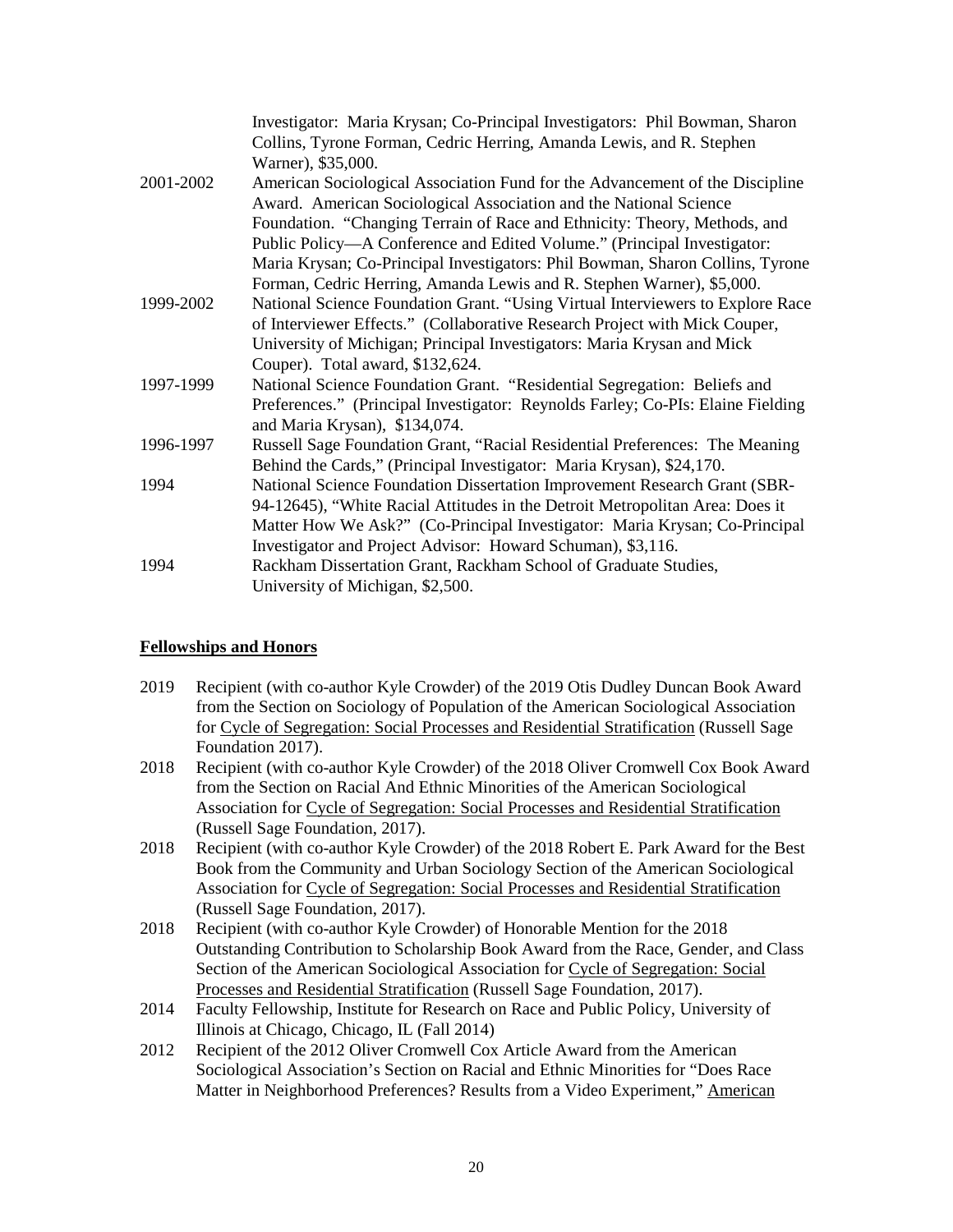Investigator: Maria Krysan; Co-Principal Investigators: Phil Bowman, Sharon Collins, Tyrone Forman, Cedric Herring, Amanda Lewis, and R. Stephen Warner), $35,000.

2001-2002 American Sociological Association Fund for the Advancement of the Discipline Award. American Sociological Association and the National Science Foundation. "Changing Terrain of Race and Ethnicity: Theory, Methods, and Public Policy—A Conference and Edited Volume." (Principal Investigator: Maria Krysan; Co-Principal Investigators: Phil Bowman, Sharon Collins, Tyrone Forman, Cedric Herring, Amanda Lewis and R. Stephen Warner), $5,000.

1999-2002 National Science Foundation Grant. "Using Virtual Interviewers to Explore Race of Interviewer Effects." (Collaborative Research Project with Mick Couper, University of Michigan; Principal Investigators: Maria Krysan and Mick Couper). Total award, $132,624.

1997-1999 National Science Foundation Grant. "Residential Segregation: Beliefs and Preferences." (Principal Investigator: Reynolds Farley; Co-PIs: Elaine Fielding and Maria Krysan), $134,074.

1996-1997 Russell Sage Foundation Grant, "Racial Residential Preferences: The Meaning Behind the Cards," (Principal Investigator: Maria Krysan), $24,170.

1994 National Science Foundation Dissertation Improvement Research Grant (SBR-94-12645), "White Racial Attitudes in the Detroit Metropolitan Area: Does it Matter How We Ask?" (Co-Principal Investigator: Maria Krysan; Co-Principal Investigator and Project Advisor: Howard Schuman), $3,116.

1994 Rackham Dissertation Grant, Rackham School of Graduate Studies, University of Michigan, $2,500.

## Fellowships and Honors

2019 Recipient (with co-author Kyle Crowder) of the 2019 Otis Dudley Duncan Book Award from the Section on Sociology of Population of the American Sociological Association for Cycle of Segregation: Social Processes and Residential Stratification (Russell Sage Foundation 2017).

2018 Recipient (with co-author Kyle Crowder) of the 2018 Oliver Cromwell Cox Book Award from the Section on Racial And Ethnic Minorities of the American Sociological Association for Cycle of Segregation: Social Processes and Residential Stratification (Russell Sage Foundation, 2017).

2018 Recipient (with co-author Kyle Crowder) of the 2018 Robert E. Park Award for the Best Book from the Community and Urban Sociology Section of the American Sociological Association for Cycle of Segregation: Social Processes and Residential Stratification (Russell Sage Foundation, 2017).

2018 Recipient (with co-author Kyle Crowder) of Honorable Mention for the 2018 Outstanding Contribution to Scholarship Book Award from the Race, Gender, and Class Section of the American Sociological Association for Cycle of Segregation: Social Processes and Residential Stratification (Russell Sage Foundation, 2017).

2014 Faculty Fellowship, Institute for Research on Race and Public Policy, University of Illinois at Chicago, Chicago, IL (Fall 2014)

2012 Recipient of the 2012 Oliver Cromwell Cox Article Award from the American Sociological Association's Section on Racial and Ethnic Minorities for "Does Race Matter in Neighborhood Preferences? Results from a Video Experiment," American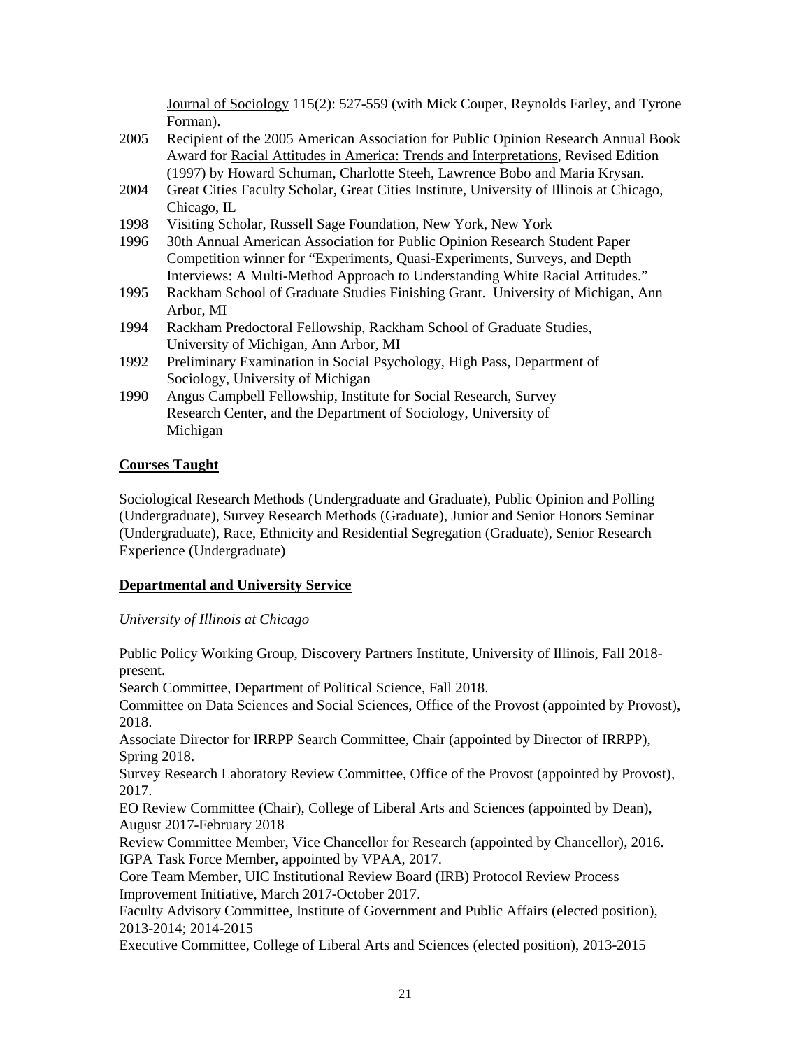Journal of Sociology 115(2): 527-559 (with Mick Couper, Reynolds Farley, and Tyrone Forman).

2005 Recipient of the 2005 American Association for Public Opinion Research Annual Book Award for Racial Attitudes in America: Trends and Interpretations, Revised Edition (1997) by Howard Schuman, Charlotte Steeh, Lawrence Bobo and Maria Krysan.

2004 Great Cities Faculty Scholar, Great Cities Institute, University of Illinois at Chicago, Chicago, IL

1998 Visiting Scholar, Russell Sage Foundation, New York, New York

1996 30th Annual American Association for Public Opinion Research Student Paper Competition winner for "Experiments, Quasi-Experiments, Surveys, and Depth Interviews: A Multi-Method Approach to Understanding White Racial Attitudes."

1995 Rackham School of Graduate Studies Finishing Grant. University of Michigan, Ann Arbor, MI

1994 Rackham Predoctoral Fellowship, Rackham School of Graduate Studies, University of Michigan, Ann Arbor, MI

1992 Preliminary Examination in Social Psychology, High Pass, Department of Sociology, University of Michigan

1990 Angus Campbell Fellowship, Institute for Social Research, Survey Research Center, and the Department of Sociology, University of Michigan

## Courses Taught

Sociological Research Methods (Undergraduate and Graduate), Public Opinion and Polling (Undergraduate), Survey Research Methods (Graduate), Junior and Senior Honors Seminar (Undergraduate), Race, Ethnicity and Residential Segregation (Graduate), Senior Research Experience (Undergraduate)

## Departmental and University Service

*University of Illinois at Chicago*

Public Policy Working Group, Discovery Partners Institute, University of Illinois, Fall 2018-present.

Search Committee, Department of Political Science, Fall 2018.

Committee on Data Sciences and Social Sciences, Office of the Provost (appointed by Provost), 2018.

Associate Director for IRRPP Search Committee, Chair (appointed by Director of IRRPP), Spring 2018.

Survey Research Laboratory Review Committee, Office of the Provost (appointed by Provost), 2017.

EO Review Committee (Chair), College of Liberal Arts and Sciences (appointed by Dean), August 2017-February 2018

Review Committee Member, Vice Chancellor for Research (appointed by Chancellor), 2016.

IGPA Task Force Member, appointed by VPAA, 2017.

Core Team Member, UIC Institutional Review Board (IRB) Protocol Review Process Improvement Initiative, March 2017-October 2017.

Faculty Advisory Committee, Institute of Government and Public Affairs (elected position), 2013-2014; 2014-2015

Executive Committee, College of Liberal Arts and Sciences (elected position), 2013-2015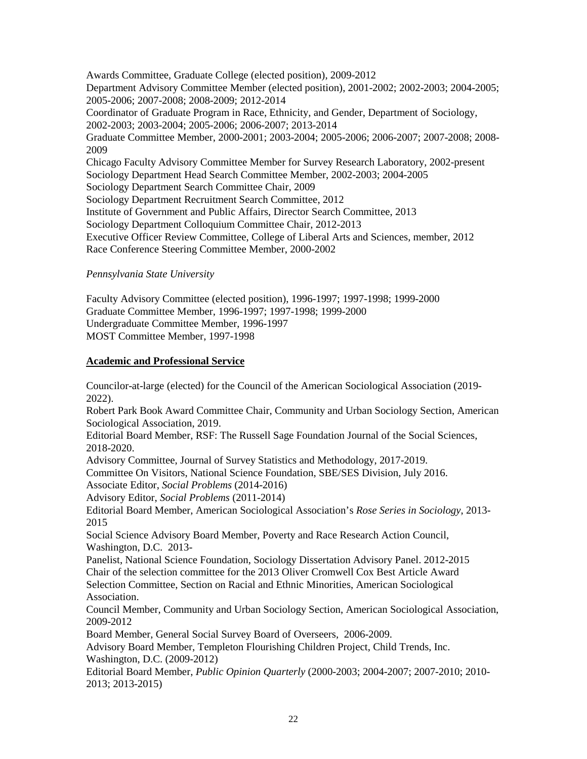Awards Committee, Graduate College (elected position), 2009-2012
Department Advisory Committee Member (elected position), 2001-2002; 2002-2003; 2004-2005; 2005-2006; 2007-2008; 2008-2009; 2012-2014
Coordinator of Graduate Program in Race, Ethnicity, and Gender, Department of Sociology, 2002-2003; 2003-2004; 2005-2006; 2006-2007; 2013-2014
Graduate Committee Member, 2000-2001; 2003-2004; 2005-2006; 2006-2007; 2007-2008; 2008-2009
Chicago Faculty Advisory Committee Member for Survey Research Laboratory, 2002-present
Sociology Department Head Search Committee Member, 2002-2003; 2004-2005
Sociology Department Search Committee Chair, 2009
Sociology Department Recruitment Search Committee, 2012
Institute of Government and Public Affairs, Director Search Committee, 2013
Sociology Department Colloquium Committee Chair, 2012-2013
Executive Officer Review Committee, College of Liberal Arts and Sciences, member, 2012
Race Conference Steering Committee Member, 2000-2002

*Pennsylvania State University*

Faculty Advisory Committee (elected position), 1996-1997; 1997-1998; 1999-2000
Graduate Committee Member, 1996-1997; 1997-1998; 1999-2000
Undergraduate Committee Member, 1996-1997
MOST Committee Member, 1997-1998

## Academic and Professional Service

Councilor-at-large (elected) for the Council of the American Sociological Association (2019-2022).
Robert Park Book Award Committee Chair, Community and Urban Sociology Section, American Sociological Association, 2019.
Editorial Board Member, RSF: The Russell Sage Foundation Journal of the Social Sciences, 2018-2020.
Advisory Committee, Journal of Survey Statistics and Methodology, 2017-2019.
Committee On Visitors, National Science Foundation, SBE/SES Division, July 2016.
Associate Editor, *Social Problems* (2014-2016)
Advisory Editor, *Social Problems* (2011-2014)
Editorial Board Member, American Sociological Association's *Rose Series in Sociology*, 2013-2015
Social Science Advisory Board Member, Poverty and Race Research Action Council, Washington, D.C. 2013-
Panelist, National Science Foundation, Sociology Dissertation Advisory Panel. 2012-2015
Chair of the selection committee for the 2013 Oliver Cromwell Cox Best Article Award Selection Committee, Section on Racial and Ethnic Minorities, American Sociological Association.
Council Member, Community and Urban Sociology Section, American Sociological Association, 2009-2012
Board Member, General Social Survey Board of Overseers, 2006-2009.
Advisory Board Member, Templeton Flourishing Children Project, Child Trends, Inc. Washington, D.C. (2009-2012)
Editorial Board Member, *Public Opinion Quarterly* (2000-2003; 2004-2007; 2007-2010; 2010-2013; 2013-2015)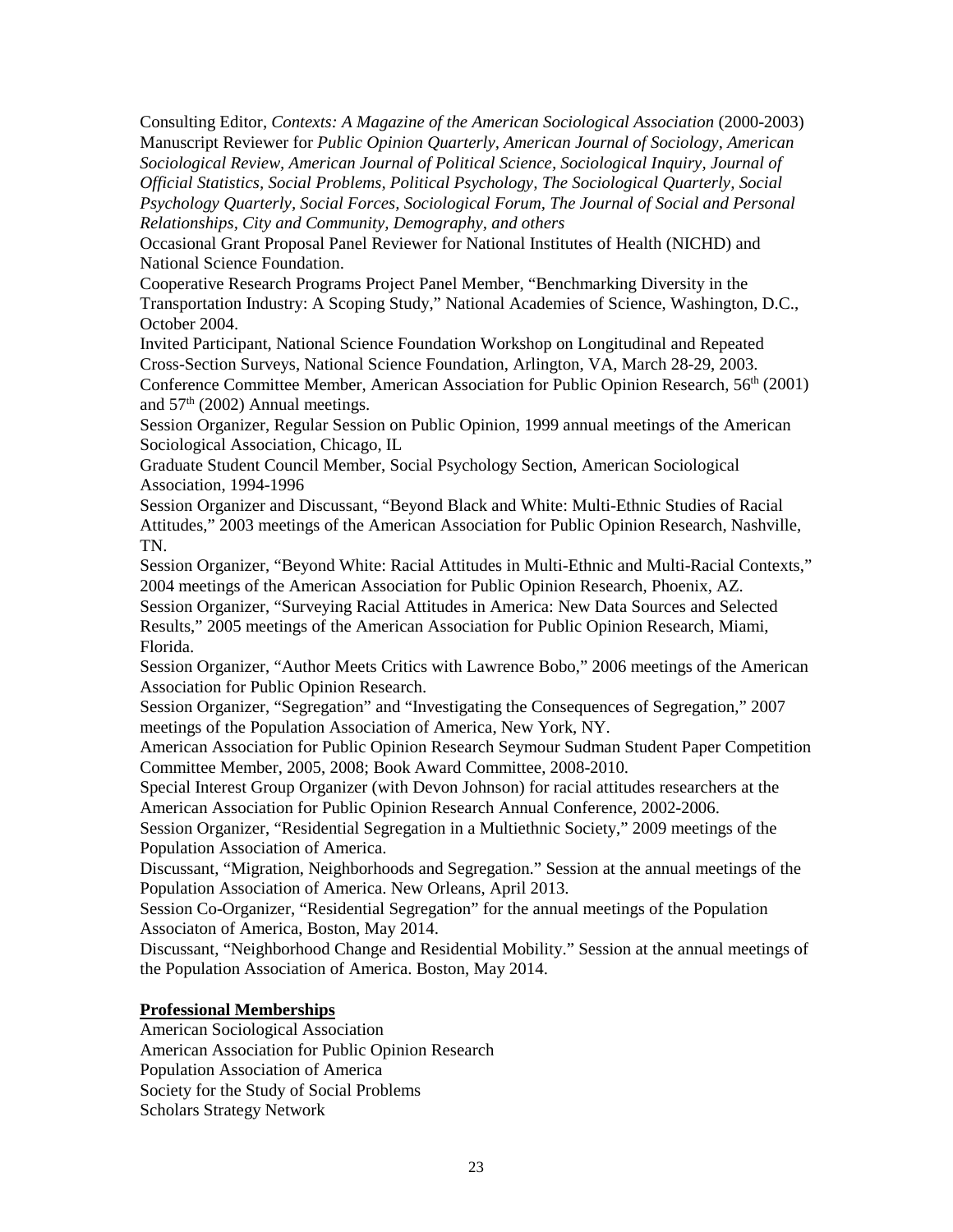Consulting Editor, *Contexts: A Magazine of the American Sociological Association* (2000-2003)
Manuscript Reviewer for *Public Opinion Quarterly, American Journal of Sociology, American Sociological Review, American Journal of Political Science, Sociological Inquiry, Journal of Official Statistics, Social Problems, Political Psychology, The Sociological Quarterly, Social Psychology Quarterly, Social Forces, Sociological Forum, The Journal of Social and Personal Relationships, City and Community, Demography, and others*

Occasional Grant Proposal Panel Reviewer for National Institutes of Health (NICHD) and National Science Foundation.

Cooperative Research Programs Project Panel Member, "Benchmarking Diversity in the Transportation Industry: A Scoping Study," National Academies of Science, Washington, D.C., October 2004.

Invited Participant, National Science Foundation Workshop on Longitudinal and Repeated Cross-Section Surveys, National Science Foundation, Arlington, VA, March 28-29, 2003.

Conference Committee Member, American Association for Public Opinion Research, 56th (2001) and 57th (2002) Annual meetings.

Session Organizer, Regular Session on Public Opinion, 1999 annual meetings of the American Sociological Association, Chicago, IL

Graduate Student Council Member, Social Psychology Section, American Sociological Association, 1994-1996

Session Organizer and Discussant, "Beyond Black and White: Multi-Ethnic Studies of Racial Attitudes," 2003 meetings of the American Association for Public Opinion Research, Nashville, TN.

Session Organizer, "Beyond White: Racial Attitudes in Multi-Ethnic and Multi-Racial Contexts," 2004 meetings of the American Association for Public Opinion Research, Phoenix, AZ.

Session Organizer, "Surveying Racial Attitudes in America: New Data Sources and Selected Results," 2005 meetings of the American Association for Public Opinion Research, Miami, Florida.

Session Organizer, "Author Meets Critics with Lawrence Bobo," 2006 meetings of the American Association for Public Opinion Research.

Session Organizer, "Segregation" and "Investigating the Consequences of Segregation," 2007 meetings of the Population Association of America, New York, NY.

American Association for Public Opinion Research Seymour Sudman Student Paper Competition Committee Member, 2005, 2008; Book Award Committee, 2008-2010.

Special Interest Group Organizer (with Devon Johnson) for racial attitudes researchers at the American Association for Public Opinion Research Annual Conference, 2002-2006.

Session Organizer, "Residential Segregation in a Multiethnic Society," 2009 meetings of the Population Association of America.

Discussant, "Migration, Neighborhoods and Segregation." Session at the annual meetings of the Population Association of America. New Orleans, April 2013.

Session Co-Organizer, "Residential Segregation" for the annual meetings of the Population Associaton of America, Boston, May 2014.

Discussant, "Neighborhood Change and Residential Mobility." Session at the annual meetings of the Population Association of America. Boston, May 2014.

**Professional Memberships**

American Sociological Association
American Association for Public Opinion Research
Population Association of America
Society for the Study of Social Problems
Scholars Strategy Network